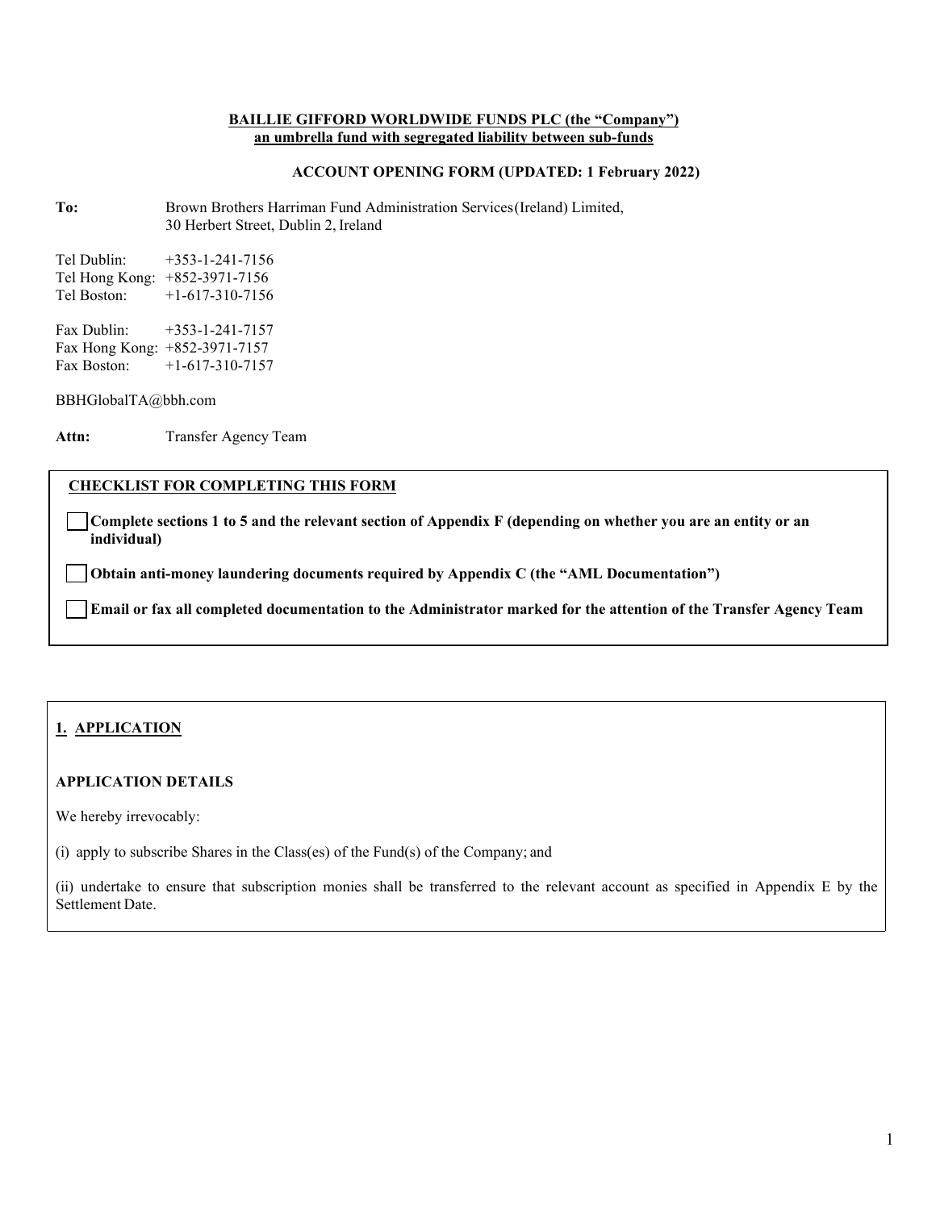**BAILLIE GIFFORD WORLDWIDE FUNDS PLC (the "Company")**
**an umbrella fund with segregated liability between sub-funds**

**ACCOUNT OPENING FORM (UPDATED: 1 February 2022)**

**To:** Brown Brothers Harriman Fund Administration Services(Ireland) Limited,
30 Herbert Street, Dublin 2, Ireland

Tel Dublin: +353-1-241-7156
Tel Hong Kong: +852-3971-7156
Tel Boston: +1-617-310-7156

Fax Dublin: +353-1-241-7157
Fax Hong Kong: +852-3971-7157
Fax Boston: +1-617-310-7157

BBHGlobalTA@bbh.com

**Attn:** Transfer Agency Team

**CHECKLIST FOR COMPLETING THIS FORM**

- ☐ **Complete sections 1 to 5 and the relevant section of Appendix F (depending on whether you are an entity or an individual)**
- ☐ **Obtain anti-money laundering documents required by Appendix C (the "AML Documentation")**
- ☐ **Email or fax all completed documentation to the Administrator marked for the attention of the Transfer Agency Team**

## 1. APPLICATION

**APPLICATION DETAILS**

We hereby irrevocably:

(i) apply to subscribe Shares in the Class(es) of the Fund(s) of the Company; and

(ii) undertake to ensure that subscription monies shall be transferred to the relevant account as specified in Appendix E by the Settlement Date.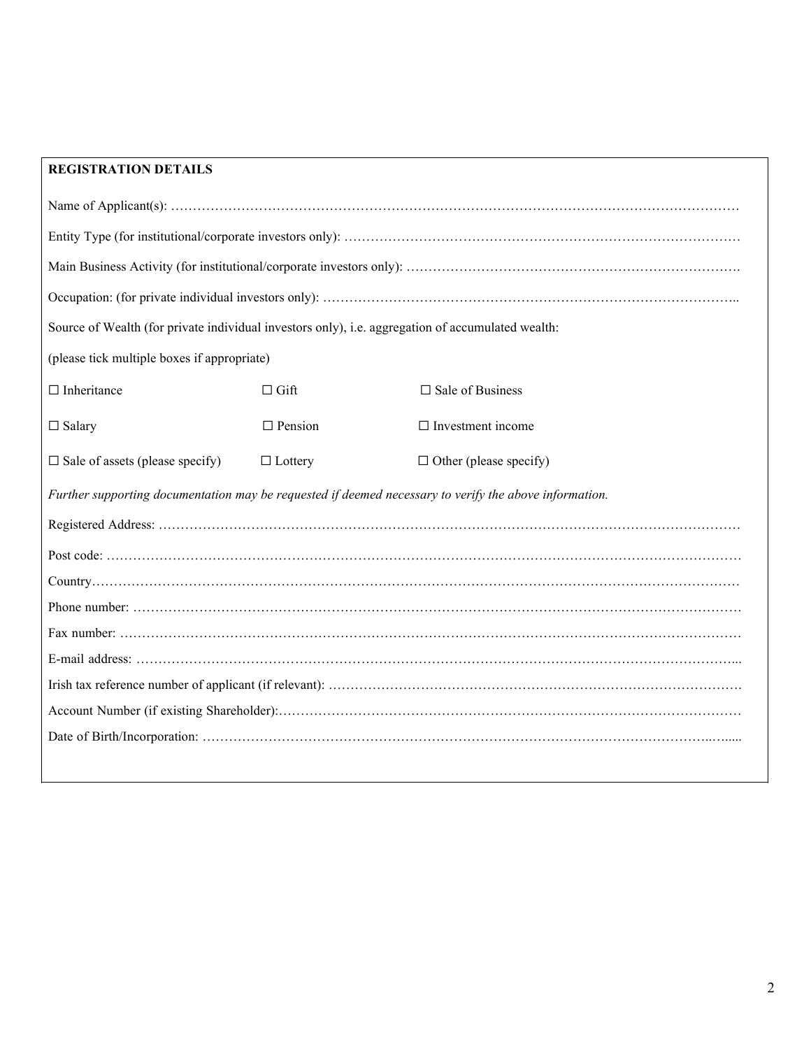**REGISTRATION DETAILS**

Name of Applicant(s): …………………………………………………………………………………………………………………

Entity Type (for institutional/corporate investors only): ………………………………………………………………………………

Main Business Activity (for institutional/corporate investors only): …………………………………………………………………….

Occupation: (for private individual investors only): …………………………………………………………………………………..

Source of Wealth (for private individual investors only), i.e. aggregation of accumulated wealth:

(please tick multiple boxes if appropriate)

| | | |
|---|---|---|
| ☐ Inheritance | ☐ Gift | ☐ Sale of Business |
| ☐ Salary | ☐ Pension | ☐ Investment income |
| ☐ Sale of assets (please specify) | ☐ Lottery | ☐ Other (please specify) |

*Further supporting documentation may be requested if deemed necessary to verify the above information.*

Registered Address: …………………………………………………………………………………………………………………

Post code: ……………………………………………………………………………………………………………………………

Country……………………………………………………………………………………………………………………………

Phone number: ………………………………………………………………………………………………………………………

Fax number: …………………………………………………………………………………………………………………………

E-mail address: ……………………………………………………………………………………………………………………...

Irish tax reference number of applicant (if relevant): ……………………………………………………………………………….

Account Number (if existing Shareholder):…………………………………………………………………………………………

Date of Birth/Incorporation: ……………………………………………………………………………………………………..…....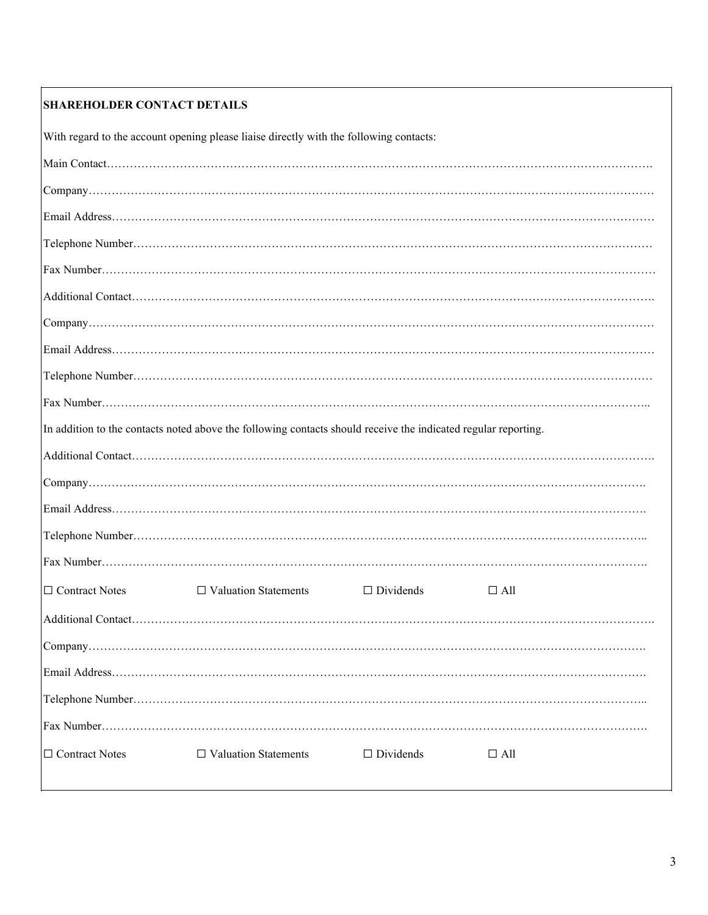**SHAREHOLDER CONTACT DETAILS**

With regard to the account opening please liaise directly with the following contacts:

Main Contact…………………………………………………………………………………………………………………….

Company………………………………………………………………………………………………………………………

Email Address…………………………………………………………………………………………………………………

Telephone Number……………………………………………………………………………………………………………

Fax Number……………………………………………………………………………………………………………………

Additional Contact…………………………………………………………………………………………………………….

Company………………………………………………………………………………………………………………………

Email Address…………………………………………………………………………………………………………………

Telephone Number……………………………………………………………………………………………………………

Fax Number…………………………………………………………………………………………………………………..

In addition to the contacts noted above the following contacts should receive the indicated regular reporting.

Additional Contact…………………………………………………………………………………………………………….

Company…………………………………………………………………………………………………………………….

Email Address…………………………………………………………………………………………………………………….

Telephone Number…………………………………………………………………………………………………………..

Fax Number……………………………………………………………………………………………………………………….

☐ Contract Notes ☐ Valuation Statements ☐ Dividends ☐ All

Additional Contact…………………………………………………………………………………………………………….

Company…………………………………………………………………………………………………………………….

Email Address…………………………………………………………………………………………………………………….

Telephone Number…………………………………………………………………………………………………………..

Fax Number……………………………………………………………………………………………………………………….

☐ Contract Notes ☐ Valuation Statements ☐ Dividends ☐ All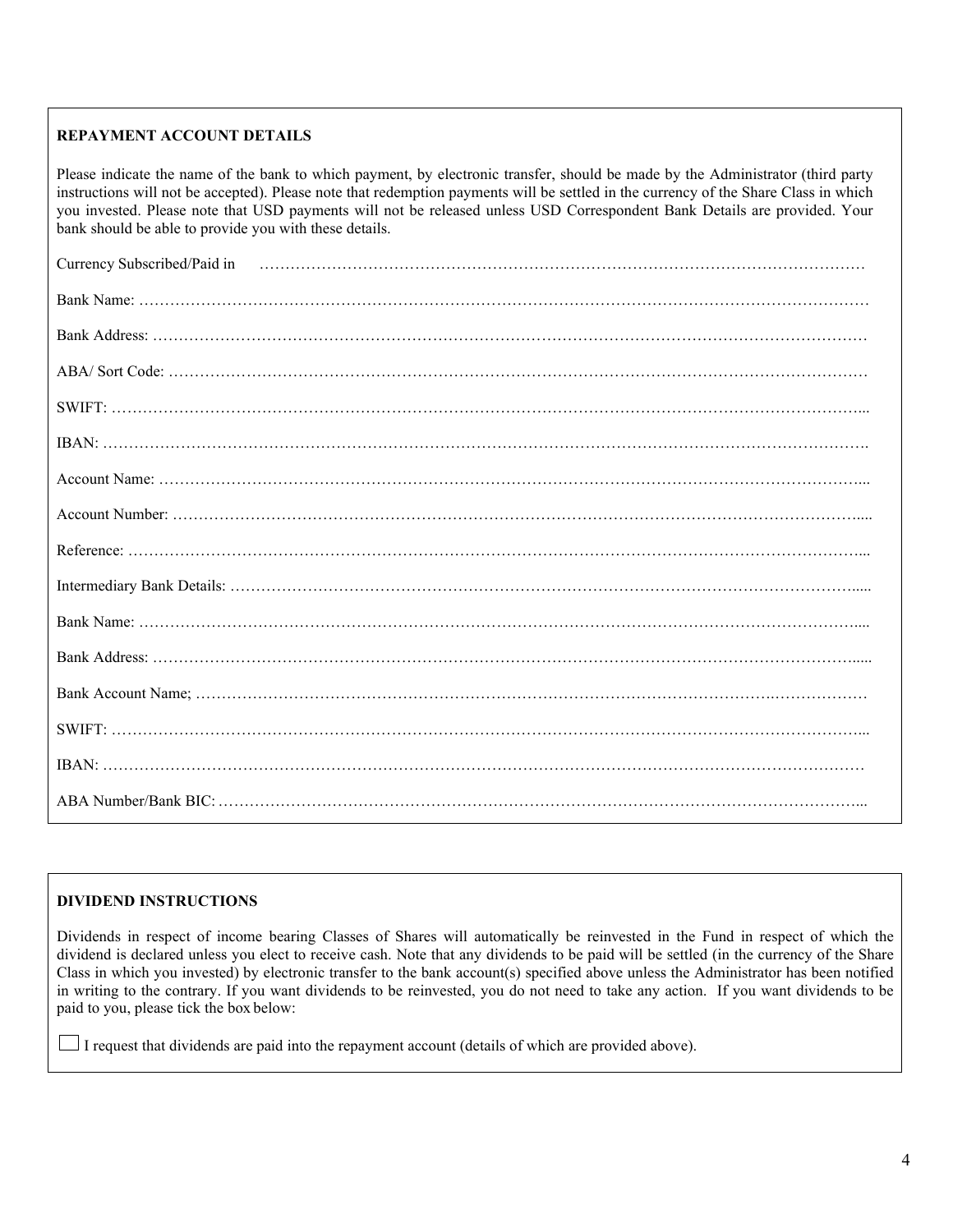**REPAYMENT ACCOUNT DETAILS**

Please indicate the name of the bank to which payment, by electronic transfer, should be made by the Administrator (third party instructions will not be accepted). Please note that redemption payments will be settled in the currency of the Share Class in which you invested. Please note that USD payments will not be released unless USD Correspondent Bank Details are provided. Your bank should be able to provide you with these details.

Currency Subscribed/Paid in …………………………………………………………………………………………………

Bank Name: …………………………………………………………………………………………………………………

Bank Address: ………………………………………………………………………………………………………………

ABA/ Sort Code: ……………………………………………………………………………………………………………

SWIFT: ………………………………………………………………………………………………………………………...

IBAN: ………………………………………………………………………………………………………………………….

Account Name: ……………………………………………………………………………………………………………...

Account Number: …………………………………………………………………………………………………………....

Reference: …………………………………………………………………………………………………………………...

Intermediary Bank Details: ………………………………………………………………………………………………....

Bank Name: ………………………………………………………………………………………………………………....

Bank Address: ……………………………………………………………………………………………………………....

Bank Account Name; ………………………………………………………………………………………………………

SWIFT: ………………………………………………………………………………………………………………………...

IBAN: …………………………………………………………………………………………………………………………

ABA Number/Bank BIC: …………………………………………………………………………………………………...

**DIVIDEND INSTRUCTIONS**

Dividends in respect of income bearing Classes of Shares will automatically be reinvested in the Fund in respect of which the dividend is declared unless you elect to receive cash. Note that any dividends to be paid will be settled (in the currency of the Share Class in which you invested) by electronic transfer to the bank account(s) specified above unless the Administrator has been notified in writing to the contrary. If you want dividends to be reinvested, you do not need to take any action. If you want dividends to be paid to you, please tick the box below:

☐ I request that dividends are paid into the repayment account (details of which are provided above).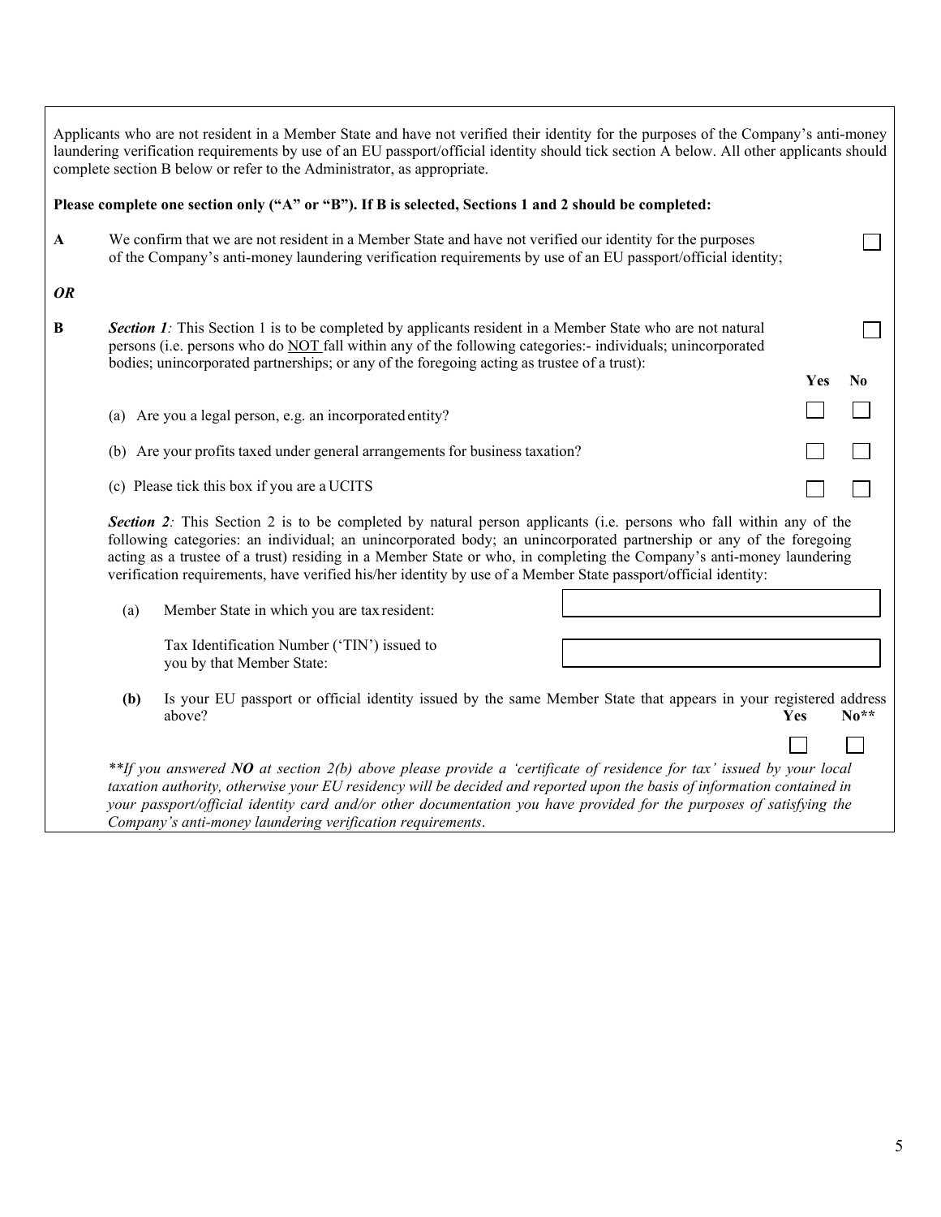Applicants who are not resident in a Member State and have not verified their identity for the purposes of the Company's anti-money laundering verification requirements by use of an EU passport/official identity should tick section A below. All other applicants should complete section B below or refer to the Administrator, as appropriate.

**Please complete one section only ("A" or "B"). If B is selected, Sections 1 and 2 should be completed:**

**A** We confirm that we are not resident in a Member State and have not verified our identity for the purposes of the Company's anti-money laundering verification requirements by use of an EU passport/official identity; ☐

***OR***

**B** ***Section 1****:* This Section 1 is to be completed by applicants resident in a Member State who are not natural persons (i.e. persons who do NOT fall within any of the following categories:- individuals; unincorporated bodies; unincorporated partnerships; or any of the foregoing acting as trustee of a trust): ☐

| | Yes | No |
|---|---|---|
| (a) Are you a legal person, e.g. an incorporated entity? | ☐ | ☐ |
| (b) Are your profits taxed under general arrangements for business taxation? | ☐ | ☐ |
| (c) Please tick this box if you are a UCITS | ☐ | ☐ |

***Section 2****:* This Section 2 is to be completed by natural person applicants (i.e. persons who fall within any of the following categories: an individual; an unincorporated body; an unincorporated partnership or any of the foregoing acting as a trustee of a trust) residing in a Member State or who, in completing the Company's anti-money laundering verification requirements, have verified his/her identity by use of a Member State passport/official identity:

(a) Member State in which you are tax resident: \_\_\_\_\_\_\_\_\_\_\_\_\_\_\_\_

Tax Identification Number ('TIN') issued to you by that Member State: \_\_\_\_\_\_\_\_\_\_\_\_\_\_\_\_

**(b)** Is your EU passport or official identity issued by the same Member State that appears in your registered address above?

| Yes | No** |
|---|---|
| ☐ | ☐ |

*\*\*If you answered **NO** at section 2(b) above please provide a 'certificate of residence for tax' issued by your local taxation authority, otherwise your EU residency will be decided and reported upon the basis of information contained in your passport/official identity card and/or other documentation you have provided for the purposes of satisfying the Company's anti-money laundering verification requirements*.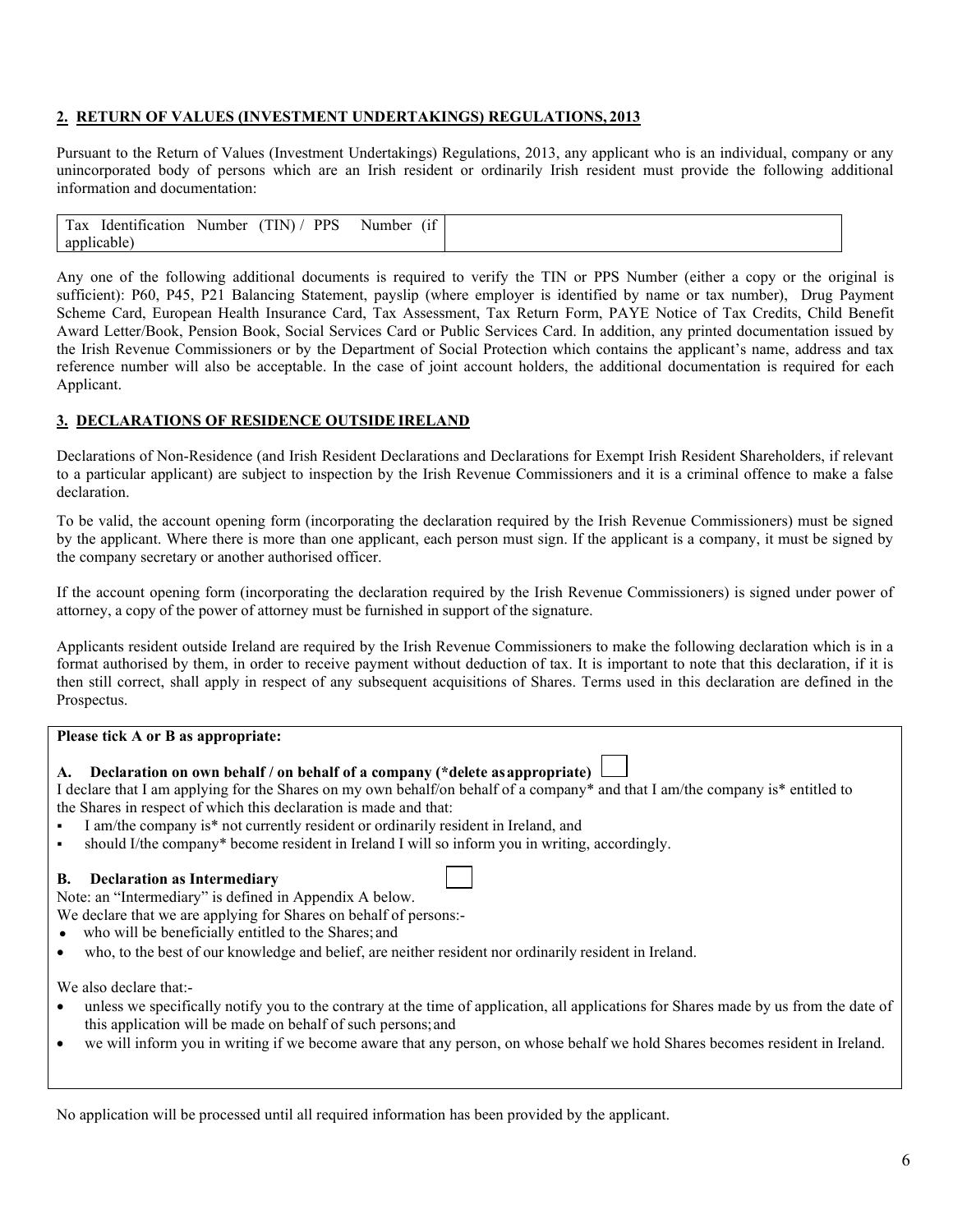## 2. RETURN OF VALUES (INVESTMENT UNDERTAKINGS) REGULATIONS, 2013

Pursuant to the Return of Values (Investment Undertakings) Regulations, 2013, any applicant who is an individual, company or any unincorporated body of persons which are an Irish resident or ordinarily Irish resident must provide the following additional information and documentation:

| Tax Identification Number (TIN) / PPS Number (if applicable) | |
|---|---|

Any one of the following additional documents is required to verify the TIN or PPS Number (either a copy or the original is sufficient): P60, P45, P21 Balancing Statement, payslip (where employer is identified by name or tax number), Drug Payment Scheme Card, European Health Insurance Card, Tax Assessment, Tax Return Form, PAYE Notice of Tax Credits, Child Benefit Award Letter/Book, Pension Book, Social Services Card or Public Services Card. In addition, any printed documentation issued by the Irish Revenue Commissioners or by the Department of Social Protection which contains the applicant's name, address and tax reference number will also be acceptable. In the case of joint account holders, the additional documentation is required for each Applicant.

## 3. DECLARATIONS OF RESIDENCE OUTSIDE IRELAND

Declarations of Non-Residence (and Irish Resident Declarations and Declarations for Exempt Irish Resident Shareholders, if relevant to a particular applicant) are subject to inspection by the Irish Revenue Commissioners and it is a criminal offence to make a false declaration.

To be valid, the account opening form (incorporating the declaration required by the Irish Revenue Commissioners) must be signed by the applicant. Where there is more than one applicant, each person must sign. If the applicant is a company, it must be signed by the company secretary or another authorised officer.

If the account opening form (incorporating the declaration required by the Irish Revenue Commissioners) is signed under power of attorney, a copy of the power of attorney must be furnished in support of the signature.

Applicants resident outside Ireland are required by the Irish Revenue Commissioners to make the following declaration which is in a format authorised by them, in order to receive payment without deduction of tax. It is important to note that this declaration, if it is then still correct, shall apply in respect of any subsequent acquisitions of Shares. Terms used in this declaration are defined in the Prospectus.

**Please tick A or B as appropriate:**

**A. Declaration on own behalf / on behalf of a company (*delete as appropriate)** ☐

I declare that I am applying for the Shares on my own behalf/on behalf of a company* and that I am/the company is* entitled to the Shares in respect of which this declaration is made and that:

- I am/the company is* not currently resident or ordinarily resident in Ireland, and
- should I/the company* become resident in Ireland I will so inform you in writing, accordingly.

**B. Declaration as Intermediary** ☐

Note: an "Intermediary" is defined in Appendix A below.

We declare that we are applying for Shares on behalf of persons:-

- who will be beneficially entitled to the Shares; and
- who, to the best of our knowledge and belief, are neither resident nor ordinarily resident in Ireland.

We also declare that:-

- unless we specifically notify you to the contrary at the time of application, all applications for Shares made by us from the date of this application will be made on behalf of such persons; and
- we will inform you in writing if we become aware that any person, on whose behalf we hold Shares becomes resident in Ireland.

No application will be processed until all required information has been provided by the applicant.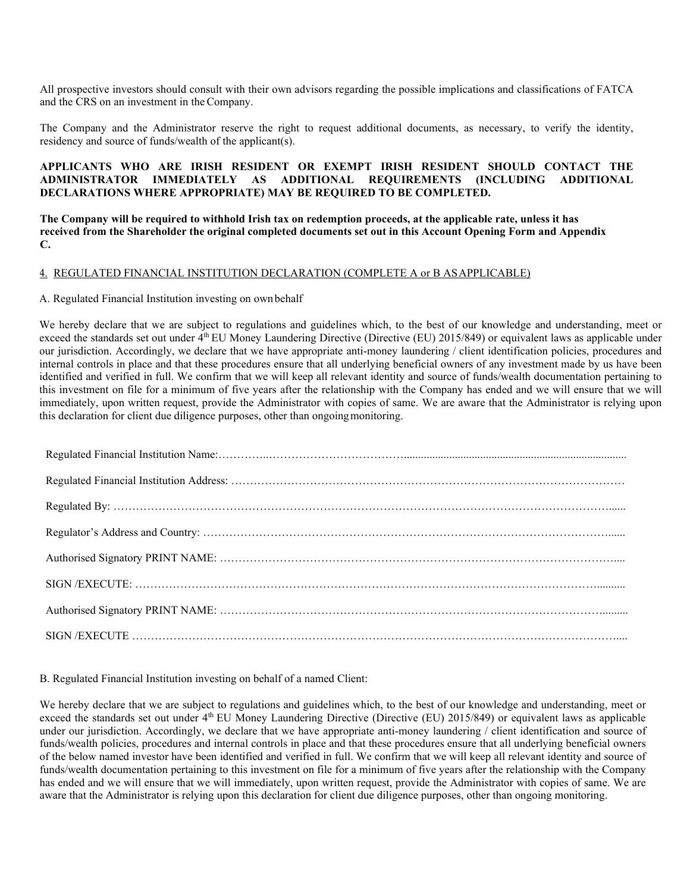All prospective investors should consult with their own advisors regarding the possible implications and classifications of FATCA and the CRS on an investment in the Company.

The Company and the Administrator reserve the right to request additional documents, as necessary, to verify the identity, residency and source of funds/wealth of the applicant(s).

**APPLICANTS WHO ARE IRISH RESIDENT OR EXEMPT IRISH RESIDENT SHOULD CONTACT THE ADMINISTRATOR IMMEDIATELY AS ADDITIONAL REQUIREMENTS (INCLUDING ADDITIONAL DECLARATIONS WHERE APPROPRIATE) MAY BE REQUIRED TO BE COMPLETED.**

**The Company will be required to withhold Irish tax on redemption proceeds, at the applicable rate, unless it has received from the Shareholder the original completed documents set out in this Account Opening Form and Appendix C.**

## 4. REGULATED FINANCIAL INSTITUTION DECLARATION (COMPLETE A or B AS APPLICABLE)

A. Regulated Financial Institution investing on own behalf

We hereby declare that we are subject to regulations and guidelines which, to the best of our knowledge and understanding, meet or exceed the standards set out under 4th EU Money Laundering Directive (Directive (EU) 2015/849) or equivalent laws as applicable under our jurisdiction. Accordingly, we declare that we have appropriate anti-money laundering / client identification policies, procedures and internal controls in place and that these procedures ensure that all underlying beneficial owners of any investment made by us have been identified and verified in full. We confirm that we will keep all relevant identity and source of funds/wealth documentation pertaining to this investment on file for a minimum of five years after the relationship with the Company has ended and we will ensure that we will immediately, upon written request, provide the Administrator with copies of same. We are aware that the Administrator is relying upon this declaration for client due diligence purposes, other than ongoing monitoring.

Regulated Financial Institution Name:……………………………………………………………………………

Regulated Financial Institution Address: ……………………………………………………………………………

Regulated By: ……………………………………………………………………………………………………

Regulator's Address and Country: …………………………………………………………………………………

Authorised Signatory PRINT NAME: ………………………………………………………………………………

SIGN /EXECUTE: …………………………………………………………………………………………………

Authorised Signatory PRINT NAME: ………………………………………………………………………………

SIGN /EXECUTE …………………………………………………………………………………………………

B. Regulated Financial Institution investing on behalf of a named Client:

We hereby declare that we are subject to regulations and guidelines which, to the best of our knowledge and understanding, meet or exceed the standards set out under 4th EU Money Laundering Directive (Directive (EU) 2015/849) or equivalent laws as applicable under our jurisdiction. Accordingly, we declare that we have appropriate anti-money laundering / client identification and source of funds/wealth policies, procedures and internal controls in place and that these procedures ensure that all underlying beneficial owners of the below named investor have been identified and verified in full. We confirm that we will keep all relevant identity and source of funds/wealth documentation pertaining to this investment on file for a minimum of five years after the relationship with the Company has ended and we will ensure that we will immediately, upon written request, provide the Administrator with copies of same. We are aware that the Administrator is relying upon this declaration for client due diligence purposes, other than ongoing monitoring.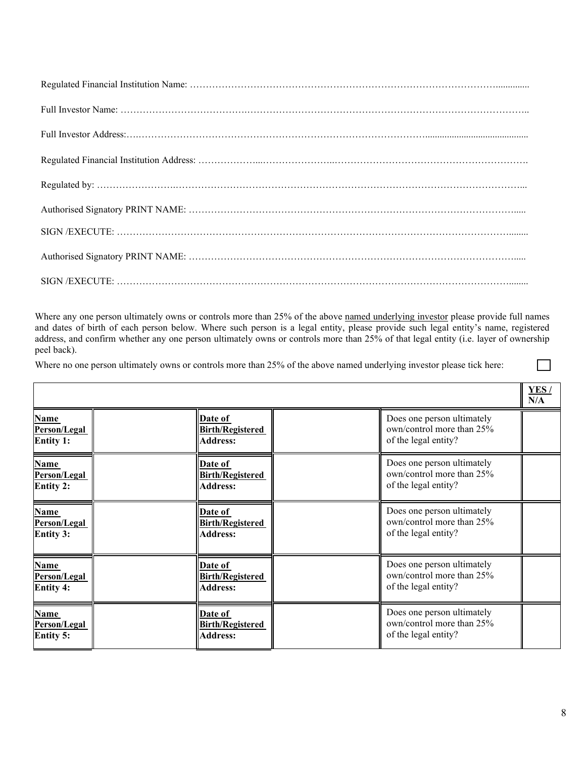Regulated Financial Institution Name: ……………………………………………………………………………………..............

Full Investor Name: ……………………………….……………………………………………………………………………..

Full Investor Address:….……………………………………………………………………………….........................................

Regulated Financial Institution Address: ………………...…………………...…………………………………………………….

Regulated by: ……………………..…………………………………………………………………………………………...

Authorised Signatory PRINT NAME: …………………………………………………………………………………….....

SIGN /EXECUTE: …………………………………………………………………………………………………………........

Authorised Signatory PRINT NAME: …………………………………………………………………………………….....

SIGN /EXECUTE: …………………………………………………………………………………………………………........

Where any one person ultimately owns or controls more than 25% of the above named underlying investor please provide full names and dates of birth of each person below. Where such person is a legal entity, please provide such legal entity's name, registered address, and confirm whether any one person ultimately owns or controls more than 25% of that legal entity (i.e. layer of ownership peel back).

Where no one person ultimately owns or controls more than 25% of the above named underlying investor please tick here: ☐

| | | | | | **YES / N/A** |
|---|---|---|---|---|---|
| **Name Person/Legal Entity 1:** | | **Date of Birth/Registered Address:** | | Does one person ultimately own/control more than 25% of the legal entity? | |
| **Name Person/Legal Entity 2:** | | **Date of Birth/Registered Address:** | | Does one person ultimately own/control more than 25% of the legal entity? | |
| **Name Person/Legal Entity 3:** | | **Date of Birth/Registered Address:** | | Does one person ultimately own/control more than 25% of the legal entity? | |
| **Name Person/Legal Entity 4:** | | **Date of Birth/Registered Address:** | | Does one person ultimately own/control more than 25% of the legal entity? | |
| **Name Person/Legal Entity 5:** | | **Date of Birth/Registered Address:** | | Does one person ultimately own/control more than 25% of the legal entity? | |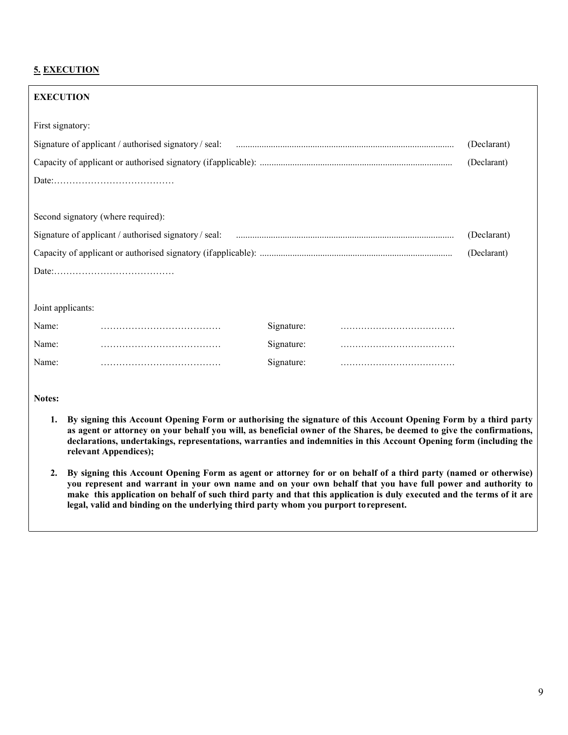## 5. EXECUTION

**EXECUTION**

First signatory:

Signature of applicant / authorised signatory / seal: ............................................................................................ (Declarant)

Capacity of applicant or authorised signatory (if applicable): ................................................................................. (Declarant)

Date:…………………………………

Second signatory (where required):

Signature of applicant / authorised signatory / seal: ............................................................................................ (Declarant)

Capacity of applicant or authorised signatory (if applicable): ................................................................................. (Declarant)

Date:…………………………………

Joint applicants:

| Name: | ………………………………… | Signature: | ………………………………… |
|---|---|---|---|
| Name: | ………………………………… | Signature: | ………………………………… |
| Name: | ………………………………… | Signature: | ………………………………… |

**Notes:**

1. **By signing this Account Opening Form or authorising the signature of this Account Opening Form by a third party as agent or attorney on your behalf you will, as beneficial owner of the Shares, be deemed to give the confirmations, declarations, undertakings, representations, warranties and indemnities in this Account Opening form (including the relevant Appendices);**

2. **By signing this Account Opening Form as agent or attorney for or on behalf of a third party (named or otherwise) you represent and warrant in your own name and on your own behalf that you have full power and authority to make this application on behalf of such third party and that this application is duly executed and the terms of it are legal, valid and binding on the underlying third party whom you purport to represent.**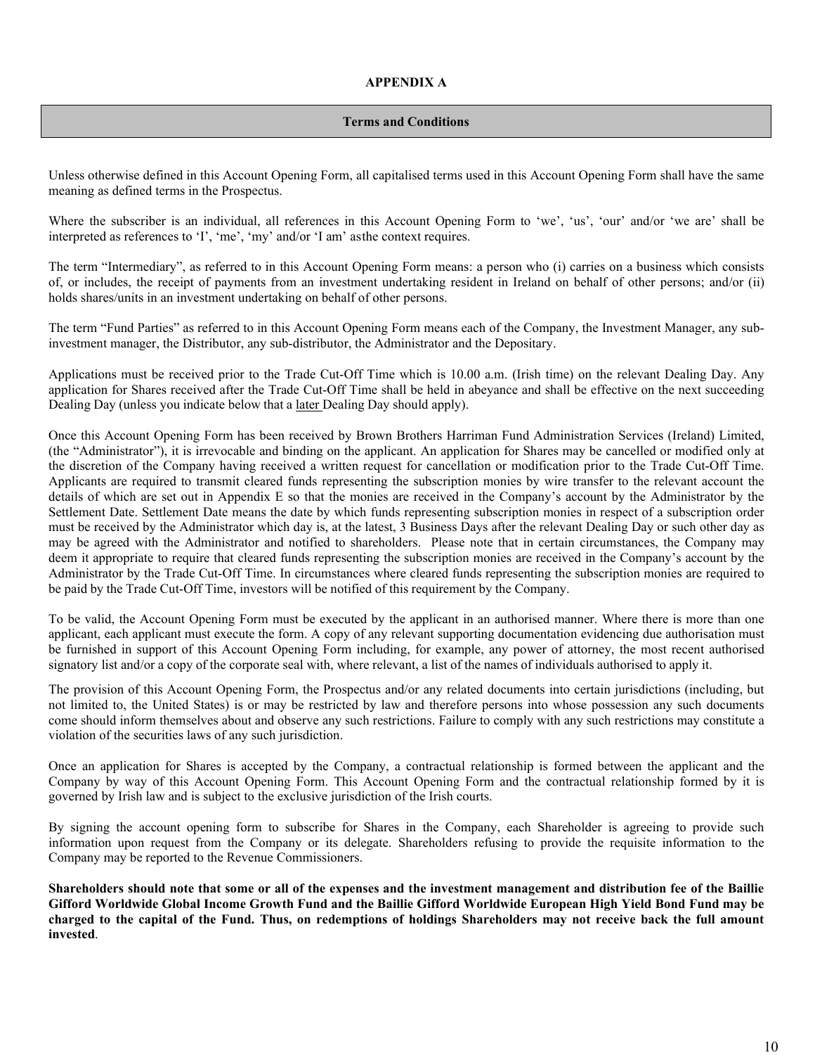# APPENDIX A

## Terms and Conditions

Unless otherwise defined in this Account Opening Form, all capitalised terms used in this Account Opening Form shall have the same meaning as defined terms in the Prospectus.

Where the subscriber is an individual, all references in this Account Opening Form to 'we', 'us', 'our' and/or 'we are' shall be interpreted as references to 'I', 'me', 'my' and/or 'I am' asthe context requires.

The term "Intermediary", as referred to in this Account Opening Form means: a person who (i) carries on a business which consists of, or includes, the receipt of payments from an investment undertaking resident in Ireland on behalf of other persons; and/or (ii) holds shares/units in an investment undertaking on behalf of other persons.

The term "Fund Parties" as referred to in this Account Opening Form means each of the Company, the Investment Manager, any sub-investment manager, the Distributor, any sub-distributor, the Administrator and the Depositary.

Applications must be received prior to the Trade Cut-Off Time which is 10.00 a.m. (Irish time) on the relevant Dealing Day. Any application for Shares received after the Trade Cut-Off Time shall be held in abeyance and shall be effective on the next succeeding Dealing Day (unless you indicate below that a later Dealing Day should apply).

Once this Account Opening Form has been received by Brown Brothers Harriman Fund Administration Services (Ireland) Limited, (the "Administrator"), it is irrevocable and binding on the applicant. An application for Shares may be cancelled or modified only at the discretion of the Company having received a written request for cancellation or modification prior to the Trade Cut-Off Time. Applicants are required to transmit cleared funds representing the subscription monies by wire transfer to the relevant account the details of which are set out in Appendix E so that the monies are received in the Company's account by the Administrator by the Settlement Date. Settlement Date means the date by which funds representing subscription monies in respect of a subscription order must be received by the Administrator which day is, at the latest, 3 Business Days after the relevant Dealing Day or such other day as may be agreed with the Administrator and notified to shareholders. Please note that in certain circumstances, the Company may deem it appropriate to require that cleared funds representing the subscription monies are received in the Company's account by the Administrator by the Trade Cut-Off Time. In circumstances where cleared funds representing the subscription monies are required to be paid by the Trade Cut-Off Time, investors will be notified of this requirement by the Company.

To be valid, the Account Opening Form must be executed by the applicant in an authorised manner. Where there is more than one applicant, each applicant must execute the form. A copy of any relevant supporting documentation evidencing due authorisation must be furnished in support of this Account Opening Form including, for example, any power of attorney, the most recent authorised signatory list and/or a copy of the corporate seal with, where relevant, a list of the names of individuals authorised to apply it.

The provision of this Account Opening Form, the Prospectus and/or any related documents into certain jurisdictions (including, but not limited to, the United States) is or may be restricted by law and therefore persons into whose possession any such documents come should inform themselves about and observe any such restrictions. Failure to comply with any such restrictions may constitute a violation of the securities laws of any such jurisdiction.

Once an application for Shares is accepted by the Company, a contractual relationship is formed between the applicant and the Company by way of this Account Opening Form. This Account Opening Form and the contractual relationship formed by it is governed by Irish law and is subject to the exclusive jurisdiction of the Irish courts.

By signing the account opening form to subscribe for Shares in the Company, each Shareholder is agreeing to provide such information upon request from the Company or its delegate. Shareholders refusing to provide the requisite information to the Company may be reported to the Revenue Commissioners.

**Shareholders should note that some or all of the expenses and the investment management and distribution fee of the Baillie Gifford Worldwide Global Income Growth Fund and the Baillie Gifford Worldwide European High Yield Bond Fund may be charged to the capital of the Fund. Thus, on redemptions of holdings Shareholders may not receive back the full amount invested**.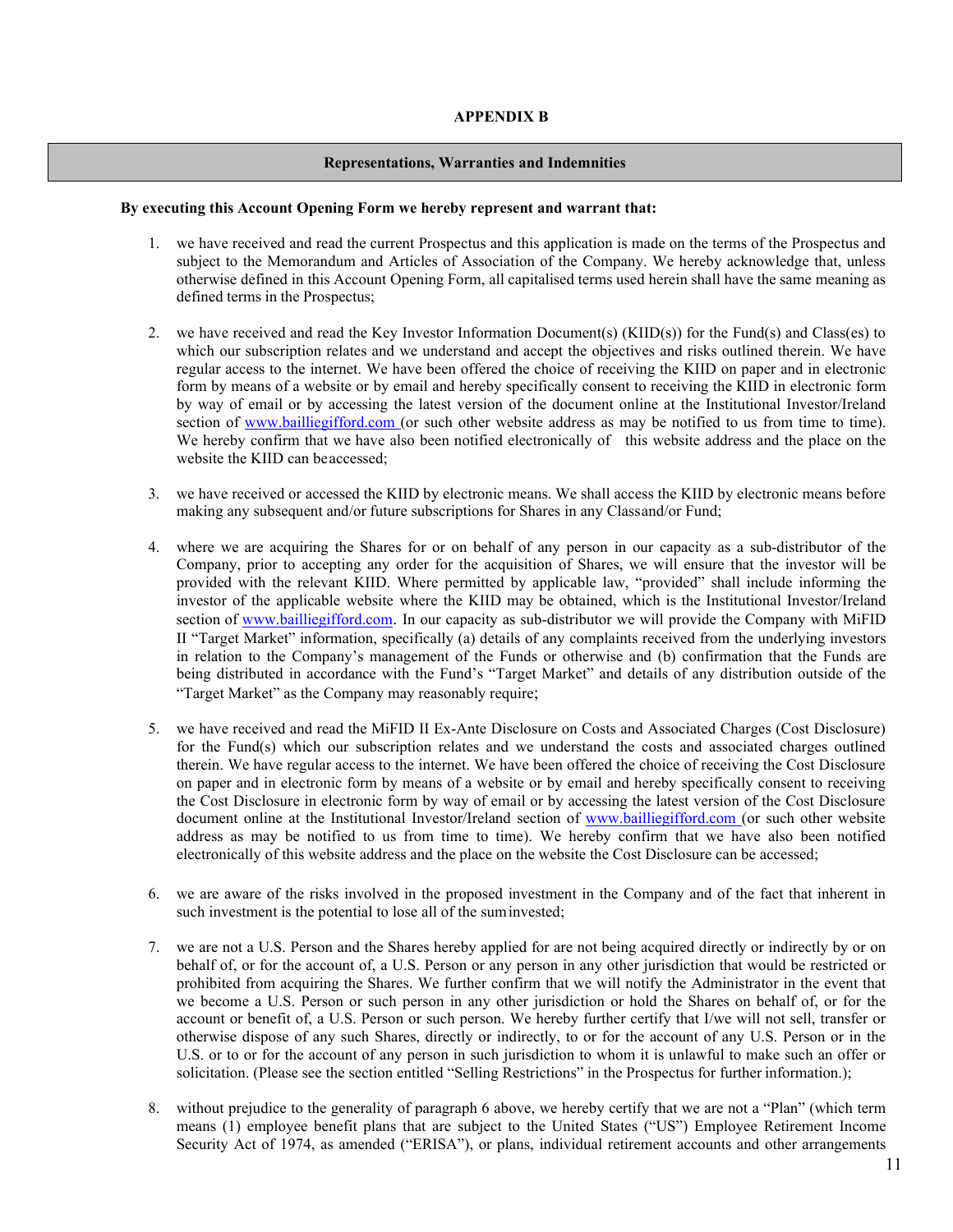## APPENDIX B

### Representations, Warranties and Indemnities

**By executing this Account Opening Form we hereby represent and warrant that:**

1. we have received and read the current Prospectus and this application is made on the terms of the Prospectus and subject to the Memorandum and Articles of Association of the Company. We hereby acknowledge that, unless otherwise defined in this Account Opening Form, all capitalised terms used herein shall have the same meaning as defined terms in the Prospectus;

2. we have received and read the Key Investor Information Document(s) (KIID(s)) for the Fund(s) and Class(es) to which our subscription relates and we understand and accept the objectives and risks outlined therein. We have regular access to the internet. We have been offered the choice of receiving the KIID on paper and in electronic form by means of a website or by email and hereby specifically consent to receiving the KIID in electronic form by way of email or by accessing the latest version of the document online at the Institutional Investor/Ireland section of www.bailliegifford.com (or such other website address as may be notified to us from time to time). We hereby confirm that we have also been notified electronically of this website address and the place on the website the KIID can be accessed;

3. we have received or accessed the KIID by electronic means. We shall access the KIID by electronic means before making any subsequent and/or future subscriptions for Shares in any Class and/or Fund;

4. where we are acquiring the Shares for or on behalf of any person in our capacity as a sub-distributor of the Company, prior to accepting any order for the acquisition of Shares, we will ensure that the investor will be provided with the relevant KIID. Where permitted by applicable law, "provided" shall include informing the investor of the applicable website where the KIID may be obtained, which is the Institutional Investor/Ireland section of www.bailliegifford.com. In our capacity as sub-distributor we will provide the Company with MiFID II "Target Market" information, specifically (a) details of any complaints received from the underlying investors in relation to the Company's management of the Funds or otherwise and (b) confirmation that the Funds are being distributed in accordance with the Fund's "Target Market" and details of any distribution outside of the "Target Market" as the Company may reasonably require;

5. we have received and read the MiFID II Ex-Ante Disclosure on Costs and Associated Charges (Cost Disclosure) for the Fund(s) which our subscription relates and we understand the costs and associated charges outlined therein. We have regular access to the internet. We have been offered the choice of receiving the Cost Disclosure on paper and in electronic form by means of a website or by email and hereby specifically consent to receiving the Cost Disclosure in electronic form by way of email or by accessing the latest version of the Cost Disclosure document online at the Institutional Investor/Ireland section of www.bailliegifford.com (or such other website address as may be notified to us from time to time). We hereby confirm that we have also been notified electronically of this website address and the place on the website the Cost Disclosure can be accessed;

6. we are aware of the risks involved in the proposed investment in the Company and of the fact that inherent in such investment is the potential to lose all of the sum invested;

7. we are not a U.S. Person and the Shares hereby applied for are not being acquired directly or indirectly by or on behalf of, or for the account of, a U.S. Person or any person in any other jurisdiction that would be restricted or prohibited from acquiring the Shares. We further confirm that we will notify the Administrator in the event that we become a U.S. Person or such person in any other jurisdiction or hold the Shares on behalf of, or for the account or benefit of, a U.S. Person or such person. We hereby further certify that I/we will not sell, transfer or otherwise dispose of any such Shares, directly or indirectly, to or for the account of any U.S. Person or in the U.S. or to or for the account of any person in such jurisdiction to whom it is unlawful to make such an offer or solicitation. (Please see the section entitled "Selling Restrictions" in the Prospectus for further information.);

8. without prejudice to the generality of paragraph 6 above, we hereby certify that we are not a "Plan" (which term means (1) employee benefit plans that are subject to the United States ("US") Employee Retirement Income Security Act of 1974, as amended ("ERISA"), or plans, individual retirement accounts and other arrangements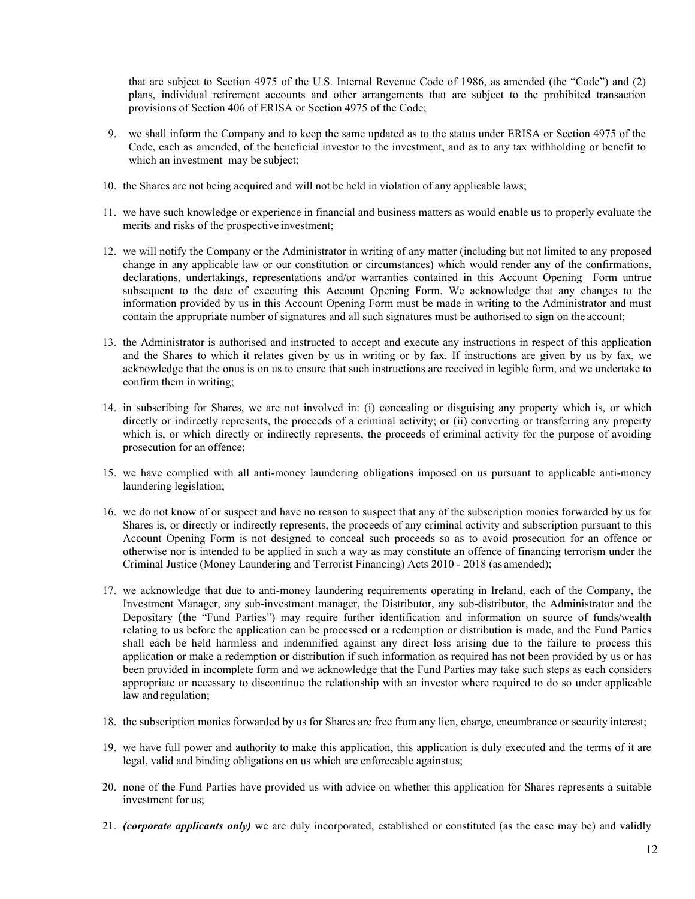that are subject to Section 4975 of the U.S. Internal Revenue Code of 1986, as amended (the "Code") and (2) plans, individual retirement accounts and other arrangements that are subject to the prohibited transaction provisions of Section 406 of ERISA or Section 4975 of the Code;

9. we shall inform the Company and to keep the same updated as to the status under ERISA or Section 4975 of the Code, each as amended, of the beneficial investor to the investment, and as to any tax withholding or benefit to which an investment may be subject;

10. the Shares are not being acquired and will not be held in violation of any applicable laws;

11. we have such knowledge or experience in financial and business matters as would enable us to properly evaluate the merits and risks of the prospective investment;

12. we will notify the Company or the Administrator in writing of any matter (including but not limited to any proposed change in any applicable law or our constitution or circumstances) which would render any of the confirmations, declarations, undertakings, representations and/or warranties contained in this Account Opening Form untrue subsequent to the date of executing this Account Opening Form. We acknowledge that any changes to the information provided by us in this Account Opening Form must be made in writing to the Administrator and must contain the appropriate number of signatures and all such signatures must be authorised to sign on the account;

13. the Administrator is authorised and instructed to accept and execute any instructions in respect of this application and the Shares to which it relates given by us in writing or by fax. If instructions are given by us by fax, we acknowledge that the onus is on us to ensure that such instructions are received in legible form, and we undertake to confirm them in writing;

14. in subscribing for Shares, we are not involved in: (i) concealing or disguising any property which is, or which directly or indirectly represents, the proceeds of a criminal activity; or (ii) converting or transferring any property which is, or which directly or indirectly represents, the proceeds of criminal activity for the purpose of avoiding prosecution for an offence;

15. we have complied with all anti-money laundering obligations imposed on us pursuant to applicable anti-money laundering legislation;

16. we do not know of or suspect and have no reason to suspect that any of the subscription monies forwarded by us for Shares is, or directly or indirectly represents, the proceeds of any criminal activity and subscription pursuant to this Account Opening Form is not designed to conceal such proceeds so as to avoid prosecution for an offence or otherwise nor is intended to be applied in such a way as may constitute an offence of financing terrorism under the Criminal Justice (Money Laundering and Terrorist Financing) Acts 2010 - 2018 (as amended);

17. we acknowledge that due to anti-money laundering requirements operating in Ireland, each of the Company, the Investment Manager, any sub-investment manager, the Distributor, any sub-distributor, the Administrator and the Depositary (the "Fund Parties") may require further identification and information on source of funds/wealth relating to us before the application can be processed or a redemption or distribution is made, and the Fund Parties shall each be held harmless and indemnified against any direct loss arising due to the failure to process this application or make a redemption or distribution if such information as required has not been provided by us or has been provided in incomplete form and we acknowledge that the Fund Parties may take such steps as each considers appropriate or necessary to discontinue the relationship with an investor where required to do so under applicable law and regulation;

18. the subscription monies forwarded by us for Shares are free from any lien, charge, encumbrance or security interest;

19. we have full power and authority to make this application, this application is duly executed and the terms of it are legal, valid and binding obligations on us which are enforceable against us;

20. none of the Fund Parties have provided us with advice on whether this application for Shares represents a suitable investment for us;

21. ***(corporate applicants only)*** we are duly incorporated, established or constituted (as the case may be) and validly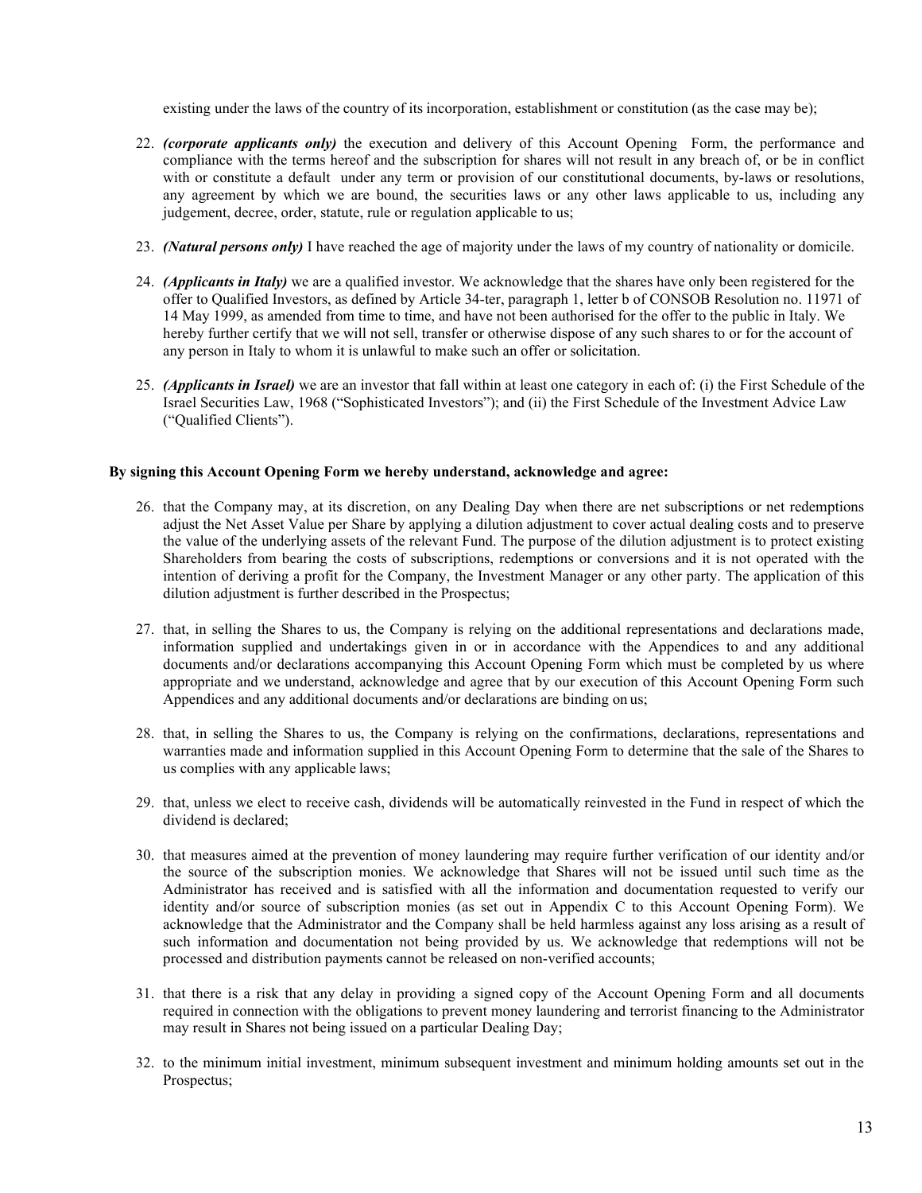existing under the laws of the country of its incorporation, establishment or constitution (as the case may be);

22. ***(corporate applicants only)*** the execution and delivery of this Account Opening Form, the performance and compliance with the terms hereof and the subscription for shares will not result in any breach of, or be in conflict with or constitute a default under any term or provision of our constitutional documents, by-laws or resolutions, any agreement by which we are bound, the securities laws or any other laws applicable to us, including any judgement, decree, order, statute, rule or regulation applicable to us;

23. ***(Natural persons only)*** I have reached the age of majority under the laws of my country of nationality or domicile.

24. ***(Applicants in Italy)*** we are a qualified investor. We acknowledge that the shares have only been registered for the offer to Qualified Investors, as defined by Article 34-ter, paragraph 1, letter b of CONSOB Resolution no. 11971 of 14 May 1999, as amended from time to time, and have not been authorised for the offer to the public in Italy. We hereby further certify that we will not sell, transfer or otherwise dispose of any such shares to or for the account of any person in Italy to whom it is unlawful to make such an offer or solicitation.

25. ***(Applicants in Israel)*** we are an investor that fall within at least one category in each of: (i) the First Schedule of the Israel Securities Law, 1968 ("Sophisticated Investors"); and (ii) the First Schedule of the Investment Advice Law ("Qualified Clients").

**By signing this Account Opening Form we hereby understand, acknowledge and agree:**

26. that the Company may, at its discretion, on any Dealing Day when there are net subscriptions or net redemptions adjust the Net Asset Value per Share by applying a dilution adjustment to cover actual dealing costs and to preserve the value of the underlying assets of the relevant Fund. The purpose of the dilution adjustment is to protect existing Shareholders from bearing the costs of subscriptions, redemptions or conversions and it is not operated with the intention of deriving a profit for the Company, the Investment Manager or any other party. The application of this dilution adjustment is further described in the Prospectus;

27. that, in selling the Shares to us, the Company is relying on the additional representations and declarations made, information supplied and undertakings given in or in accordance with the Appendices to and any additional documents and/or declarations accompanying this Account Opening Form which must be completed by us where appropriate and we understand, acknowledge and agree that by our execution of this Account Opening Form such Appendices and any additional documents and/or declarations are binding on us;

28. that, in selling the Shares to us, the Company is relying on the confirmations, declarations, representations and warranties made and information supplied in this Account Opening Form to determine that the sale of the Shares to us complies with any applicable laws;

29. that, unless we elect to receive cash, dividends will be automatically reinvested in the Fund in respect of which the dividend is declared;

30. that measures aimed at the prevention of money laundering may require further verification of our identity and/or the source of the subscription monies. We acknowledge that Shares will not be issued until such time as the Administrator has received and is satisfied with all the information and documentation requested to verify our identity and/or source of subscription monies (as set out in Appendix C to this Account Opening Form). We acknowledge that the Administrator and the Company shall be held harmless against any loss arising as a result of such information and documentation not being provided by us. We acknowledge that redemptions will not be processed and distribution payments cannot be released on non-verified accounts;

31. that there is a risk that any delay in providing a signed copy of the Account Opening Form and all documents required in connection with the obligations to prevent money laundering and terrorist financing to the Administrator may result in Shares not being issued on a particular Dealing Day;

32. to the minimum initial investment, minimum subsequent investment and minimum holding amounts set out in the Prospectus;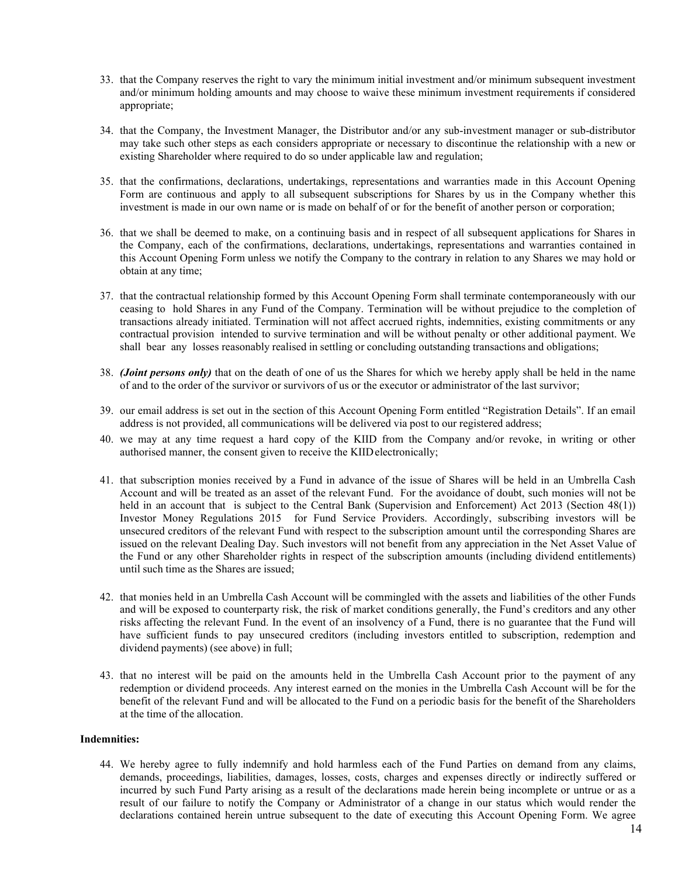33. that the Company reserves the right to vary the minimum initial investment and/or minimum subsequent investment and/or minimum holding amounts and may choose to waive these minimum investment requirements if considered appropriate;

34. that the Company, the Investment Manager, the Distributor and/or any sub-investment manager or sub-distributor may take such other steps as each considers appropriate or necessary to discontinue the relationship with a new or existing Shareholder where required to do so under applicable law and regulation;

35. that the confirmations, declarations, undertakings, representations and warranties made in this Account Opening Form are continuous and apply to all subsequent subscriptions for Shares by us in the Company whether this investment is made in our own name or is made on behalf of or for the benefit of another person or corporation;

36. that we shall be deemed to make, on a continuing basis and in respect of all subsequent applications for Shares in the Company, each of the confirmations, declarations, undertakings, representations and warranties contained in this Account Opening Form unless we notify the Company to the contrary in relation to any Shares we may hold or obtain at any time;

37. that the contractual relationship formed by this Account Opening Form shall terminate contemporaneously with our ceasing to hold Shares in any Fund of the Company. Termination will be without prejudice to the completion of transactions already initiated. Termination will not affect accrued rights, indemnities, existing commitments or any contractual provision intended to survive termination and will be without penalty or other additional payment. We shall bear any losses reasonably realised in settling or concluding outstanding transactions and obligations;

38. ***(Joint persons only)*** that on the death of one of us the Shares for which we hereby apply shall be held in the name of and to the order of the survivor or survivors of us or the executor or administrator of the last survivor;

39. our email address is set out in the section of this Account Opening Form entitled "Registration Details". If an email address is not provided, all communications will be delivered via post to our registered address;

40. we may at any time request a hard copy of the KIID from the Company and/or revoke, in writing or other authorised manner, the consent given to receive the KIID electronically;

41. that subscription monies received by a Fund in advance of the issue of Shares will be held in an Umbrella Cash Account and will be treated as an asset of the relevant Fund. For the avoidance of doubt, such monies will not be held in an account that is subject to the Central Bank (Supervision and Enforcement) Act 2013 (Section 48(1)) Investor Money Regulations 2015 for Fund Service Providers. Accordingly, subscribing investors will be unsecured creditors of the relevant Fund with respect to the subscription amount until the corresponding Shares are issued on the relevant Dealing Day. Such investors will not benefit from any appreciation in the Net Asset Value of the Fund or any other Shareholder rights in respect of the subscription amounts (including dividend entitlements) until such time as the Shares are issued;

42. that monies held in an Umbrella Cash Account will be commingled with the assets and liabilities of the other Funds and will be exposed to counterparty risk, the risk of market conditions generally, the Fund's creditors and any other risks affecting the relevant Fund. In the event of an insolvency of a Fund, there is no guarantee that the Fund will have sufficient funds to pay unsecured creditors (including investors entitled to subscription, redemption and dividend payments) (see above) in full;

43. that no interest will be paid on the amounts held in the Umbrella Cash Account prior to the payment of any redemption or dividend proceeds. Any interest earned on the monies in the Umbrella Cash Account will be for the benefit of the relevant Fund and will be allocated to the Fund on a periodic basis for the benefit of the Shareholders at the time of the allocation.

**Indemnities:**

44. We hereby agree to fully indemnify and hold harmless each of the Fund Parties on demand from any claims, demands, proceedings, liabilities, damages, losses, costs, charges and expenses directly or indirectly suffered or incurred by such Fund Party arising as a result of the declarations made herein being incomplete or untrue or as a result of our failure to notify the Company or Administrator of a change in our status which would render the declarations contained herein untrue subsequent to the date of executing this Account Opening Form. We agree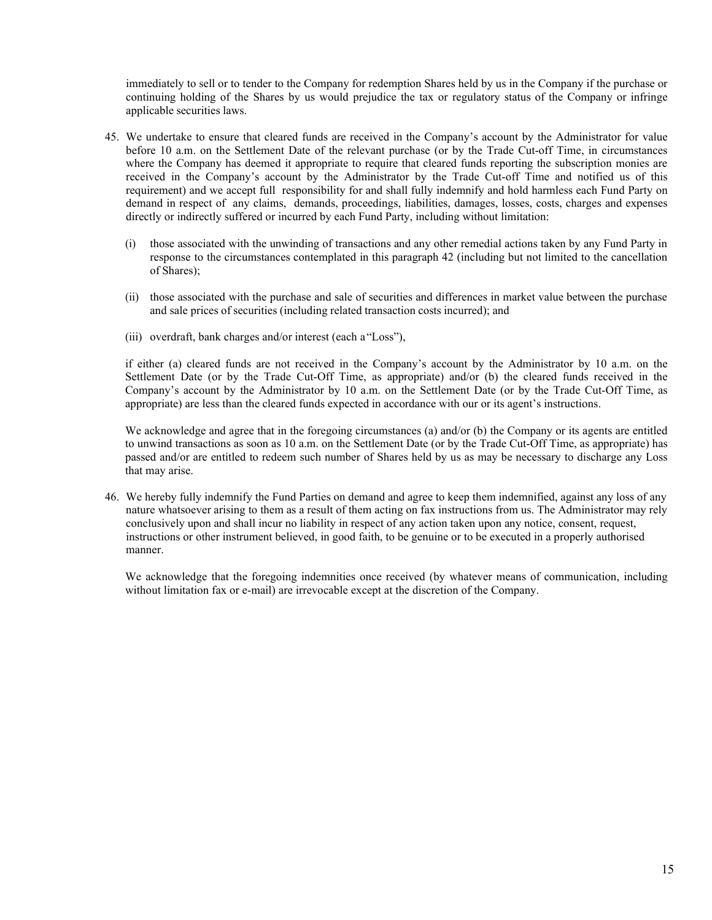immediately to sell or to tender to the Company for redemption Shares held by us in the Company if the purchase or continuing holding of the Shares by us would prejudice the tax or regulatory status of the Company or infringe applicable securities laws.

45. We undertake to ensure that cleared funds are received in the Company's account by the Administrator for value before 10 a.m. on the Settlement Date of the relevant purchase (or by the Trade Cut-off Time, in circumstances where the Company has deemed it appropriate to require that cleared funds reporting the subscription monies are received in the Company's account by the Administrator by the Trade Cut-off Time and notified us of this requirement) and we accept full responsibility for and shall fully indemnify and hold harmless each Fund Party on demand in respect of any claims, demands, proceedings, liabilities, damages, losses, costs, charges and expenses directly or indirectly suffered or incurred by each Fund Party, including without limitation:

    (i) those associated with the unwinding of transactions and any other remedial actions taken by any Fund Party in response to the circumstances contemplated in this paragraph 42 (including but not limited to the cancellation of Shares);

    (ii) those associated with the purchase and sale of securities and differences in market value between the purchase and sale prices of securities (including related transaction costs incurred); and

    (iii) overdraft, bank charges and/or interest (each a "Loss"),

    if either (a) cleared funds are not received in the Company's account by the Administrator by 10 a.m. on the Settlement Date (or by the Trade Cut-Off Time, as appropriate) and/or (b) the cleared funds received in the Company's account by the Administrator by 10 a.m. on the Settlement Date (or by the Trade Cut-Off Time, as appropriate) are less than the cleared funds expected in accordance with our or its agent's instructions.

    We acknowledge and agree that in the foregoing circumstances (a) and/or (b) the Company or its agents are entitled to unwind transactions as soon as 10 a.m. on the Settlement Date (or by the Trade Cut-Off Time, as appropriate) has passed and/or are entitled to redeem such number of Shares held by us as may be necessary to discharge any Loss that may arise.

46. We hereby fully indemnify the Fund Parties on demand and agree to keep them indemnified, against any loss of any nature whatsoever arising to them as a result of them acting on fax instructions from us. The Administrator may rely conclusively upon and shall incur no liability in respect of any action taken upon any notice, consent, request, instructions or other instrument believed, in good faith, to be genuine or to be executed in a properly authorised manner.

    We acknowledge that the foregoing indemnities once received (by whatever means of communication, including without limitation fax or e-mail) are irrevocable except at the discretion of the Company.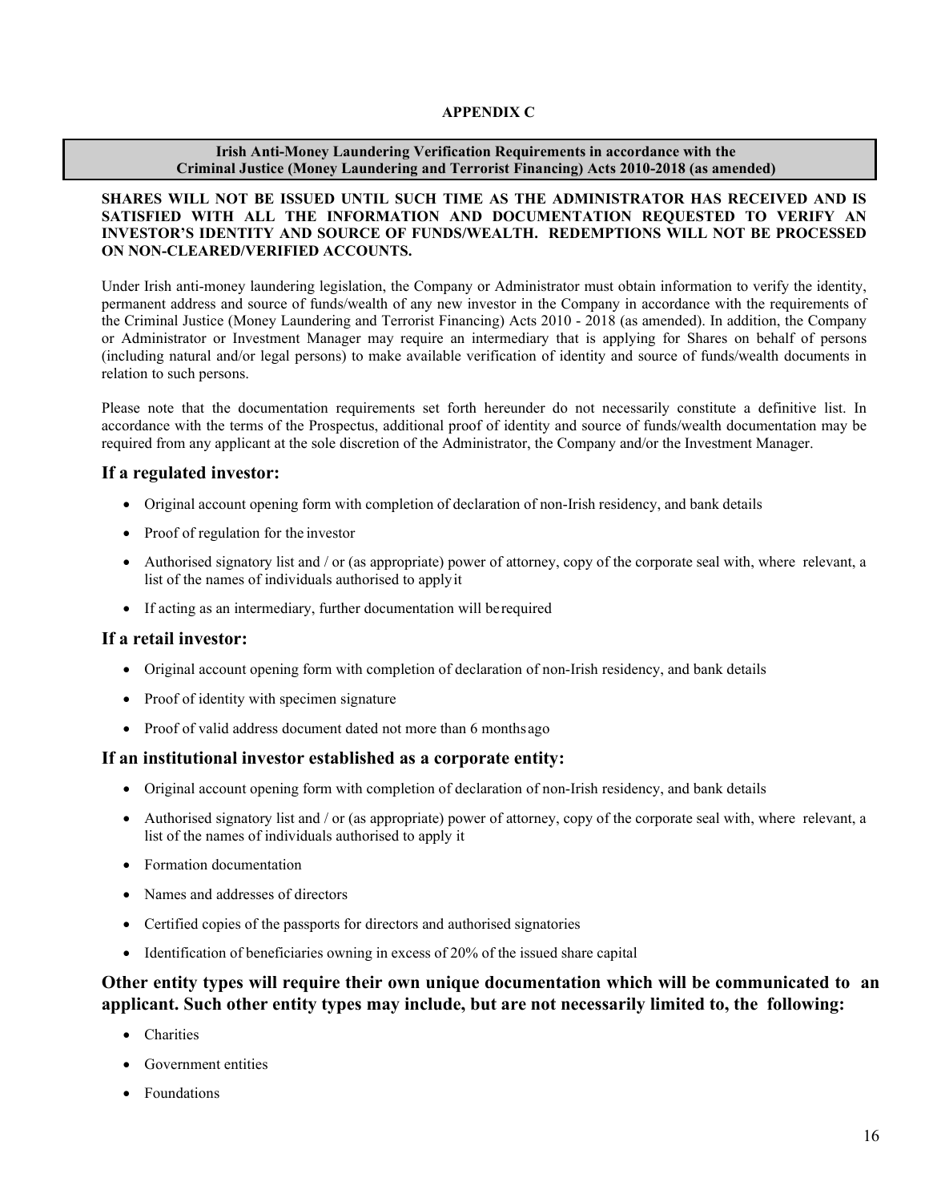**APPENDIX C**

**Irish Anti-Money Laundering Verification Requirements in accordance with the Criminal Justice (Money Laundering and Terrorist Financing) Acts 2010-2018 (as amended)**

**SHARES WILL NOT BE ISSUED UNTIL SUCH TIME AS THE ADMINISTRATOR HAS RECEIVED AND IS SATISFIED WITH ALL THE INFORMATION AND DOCUMENTATION REQUESTED TO VERIFY AN INVESTOR'S IDENTITY AND SOURCE OF FUNDS/WEALTH. REDEMPTIONS WILL NOT BE PROCESSED ON NON-CLEARED/VERIFIED ACCOUNTS.**

Under Irish anti-money laundering legislation, the Company or Administrator must obtain information to verify the identity, permanent address and source of funds/wealth of any new investor in the Company in accordance with the requirements of the Criminal Justice (Money Laundering and Terrorist Financing) Acts 2010 - 2018 (as amended). In addition, the Company or Administrator or Investment Manager may require an intermediary that is applying for Shares on behalf of persons (including natural and/or legal persons) to make available verification of identity and source of funds/wealth documents in relation to such persons.

Please note that the documentation requirements set forth hereunder do not necessarily constitute a definitive list. In accordance with the terms of the Prospectus, additional proof of identity and source of funds/wealth documentation may be required from any applicant at the sole discretion of the Administrator, the Company and/or the Investment Manager.

### If a regulated investor:

- Original account opening form with completion of declaration of non-Irish residency, and bank details
- Proof of regulation for the investor
- Authorised signatory list and / or (as appropriate) power of attorney, copy of the corporate seal with, where relevant, a list of the names of individuals authorised to apply it
- If acting as an intermediary, further documentation will be required

### If a retail investor:

- Original account opening form with completion of declaration of non-Irish residency, and bank details
- Proof of identity with specimen signature
- Proof of valid address document dated not more than 6 months ago

### If an institutional investor established as a corporate entity:

- Original account opening form with completion of declaration of non-Irish residency, and bank details
- Authorised signatory list and / or (as appropriate) power of attorney, copy of the corporate seal with, where relevant, a list of the names of individuals authorised to apply it
- Formation documentation
- Names and addresses of directors
- Certified copies of the passports for directors and authorised signatories
- Identification of beneficiaries owning in excess of 20% of the issued share capital

### Other entity types will require their own unique documentation which will be communicated to an applicant. Such other entity types may include, but are not necessarily limited to, the following:

- Charities
- Government entities
- Foundations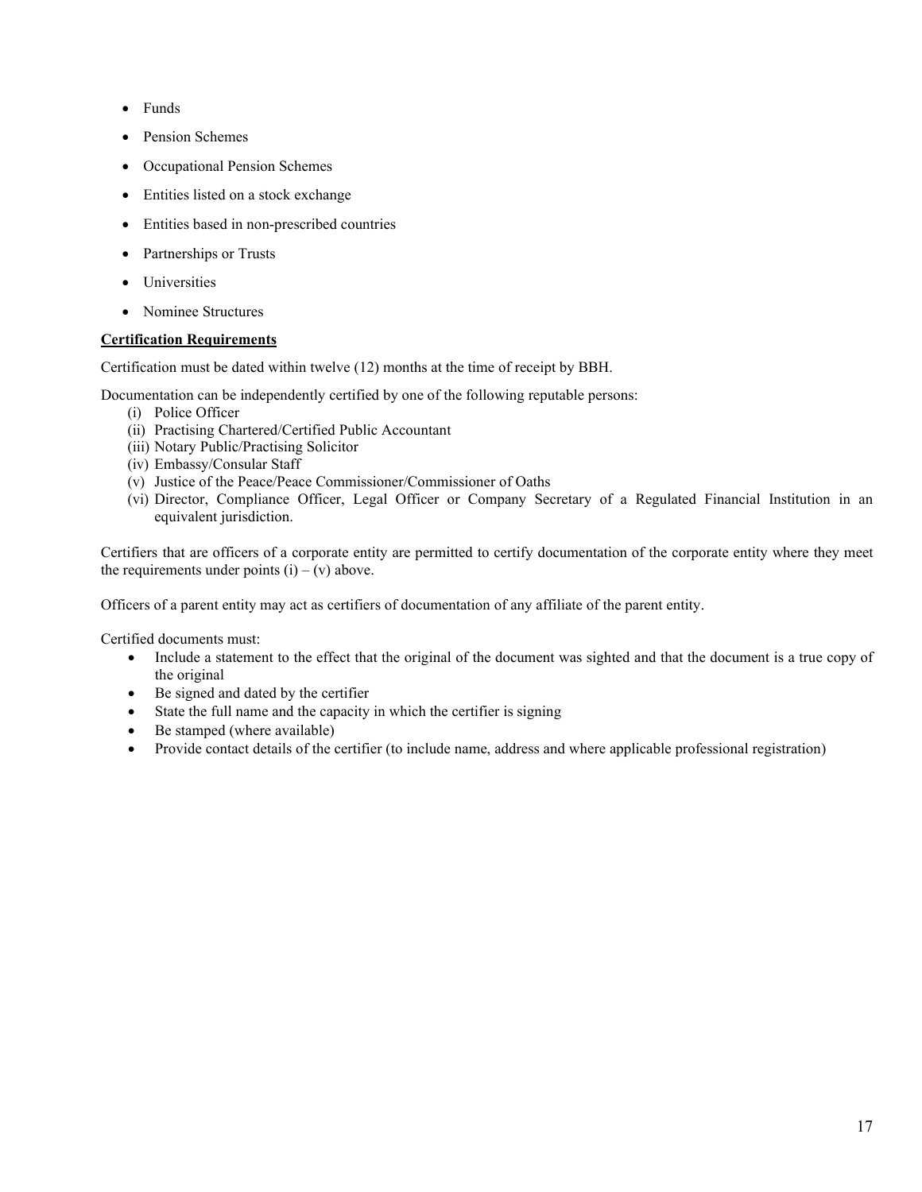- Funds
- Pension Schemes
- Occupational Pension Schemes
- Entities listed on a stock exchange
- Entities based in non-prescribed countries
- Partnerships or Trusts
- Universities
- Nominee Structures

**Certification Requirements**

Certification must be dated within twelve (12) months at the time of receipt by BBH.

Documentation can be independently certified by one of the following reputable persons:

(i) Police Officer
(ii) Practising Chartered/Certified Public Accountant
(iii) Notary Public/Practising Solicitor
(iv) Embassy/Consular Staff
(v) Justice of the Peace/Peace Commissioner/Commissioner of Oaths
(vi) Director, Compliance Officer, Legal Officer or Company Secretary of a Regulated Financial Institution in an equivalent jurisdiction.

Certifiers that are officers of a corporate entity are permitted to certify documentation of the corporate entity where they meet the requirements under points (i) – (v) above.

Officers of a parent entity may act as certifiers of documentation of any affiliate of the parent entity.

Certified documents must:

- Include a statement to the effect that the original of the document was sighted and that the document is a true copy of the original
- Be signed and dated by the certifier
- State the full name and the capacity in which the certifier is signing
- Be stamped (where available)
- Provide contact details of the certifier (to include name, address and where applicable professional registration)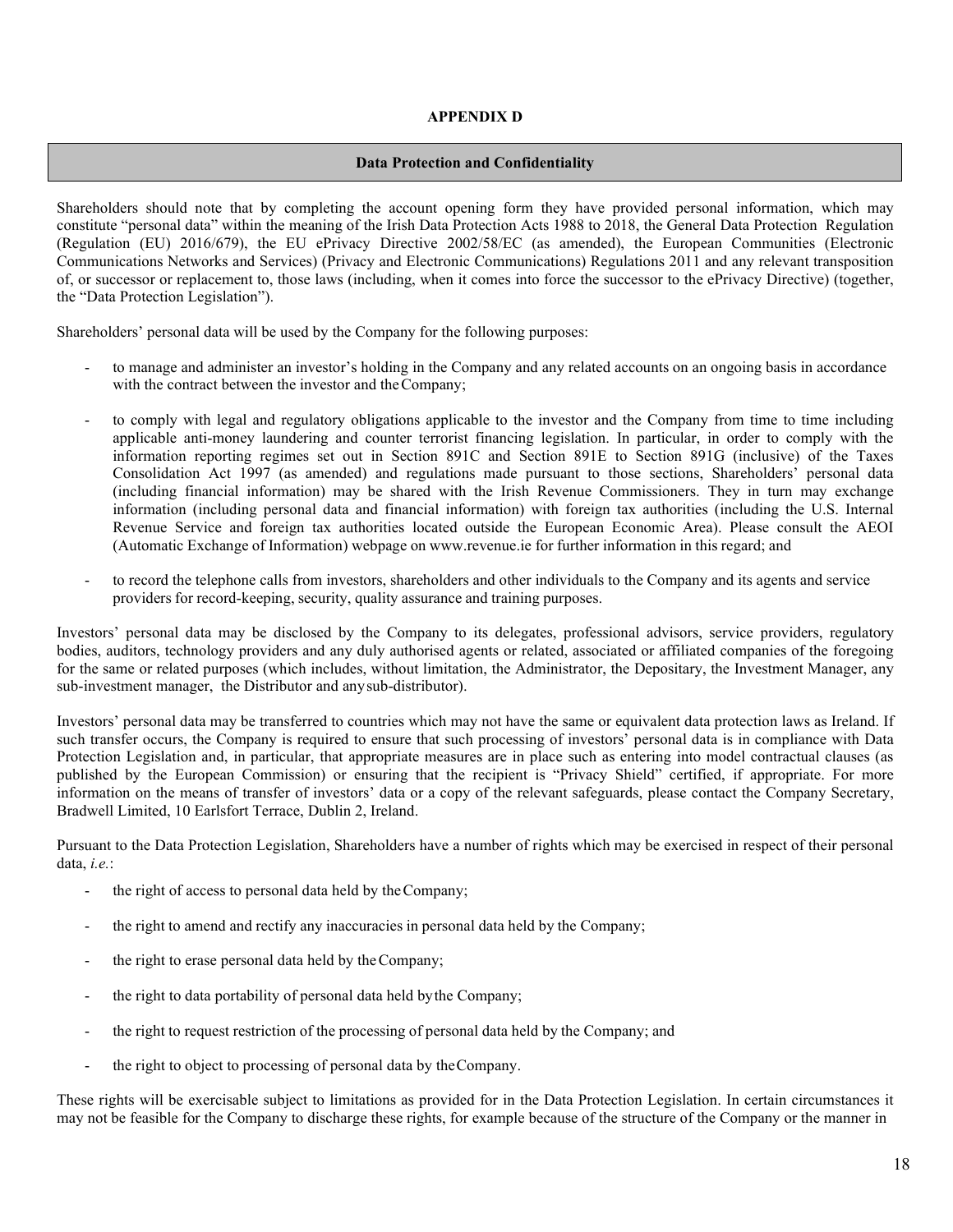**APPENDIX D**

**Data Protection and Confidentiality**

Shareholders should note that by completing the account opening form they have provided personal information, which may constitute "personal data" within the meaning of the Irish Data Protection Acts 1988 to 2018, the General Data Protection Regulation (Regulation (EU) 2016/679), the EU ePrivacy Directive 2002/58/EC (as amended), the European Communities (Electronic Communications Networks and Services) (Privacy and Electronic Communications) Regulations 2011 and any relevant transposition of, or successor or replacement to, those laws (including, when it comes into force the successor to the ePrivacy Directive) (together, the "Data Protection Legislation").

Shareholders' personal data will be used by the Company for the following purposes:

- to manage and administer an investor's holding in the Company and any related accounts on an ongoing basis in accordance with the contract between the investor and the Company;

- to comply with legal and regulatory obligations applicable to the investor and the Company from time to time including applicable anti-money laundering and counter terrorist financing legislation. In particular, in order to comply with the information reporting regimes set out in Section 891C and Section 891E to Section 891G (inclusive) of the Taxes Consolidation Act 1997 (as amended) and regulations made pursuant to those sections, Shareholders' personal data (including financial information) may be shared with the Irish Revenue Commissioners. They in turn may exchange information (including personal data and financial information) with foreign tax authorities (including the U.S. Internal Revenue Service and foreign tax authorities located outside the European Economic Area). Please consult the AEOI (Automatic Exchange of Information) webpage on www.revenue.ie for further information in this regard; and

- to record the telephone calls from investors, shareholders and other individuals to the Company and its agents and service providers for record-keeping, security, quality assurance and training purposes.

Investors' personal data may be disclosed by the Company to its delegates, professional advisors, service providers, regulatory bodies, auditors, technology providers and any duly authorised agents or related, associated or affiliated companies of the foregoing for the same or related purposes (which includes, without limitation, the Administrator, the Depositary, the Investment Manager, any sub-investment manager, the Distributor and any sub-distributor).

Investors' personal data may be transferred to countries which may not have the same or equivalent data protection laws as Ireland. If such transfer occurs, the Company is required to ensure that such processing of investors' personal data is in compliance with Data Protection Legislation and, in particular, that appropriate measures are in place such as entering into model contractual clauses (as published by the European Commission) or ensuring that the recipient is "Privacy Shield" certified, if appropriate. For more information on the means of transfer of investors' data or a copy of the relevant safeguards, please contact the Company Secretary, Bradwell Limited, 10 Earlsfort Terrace, Dublin 2, Ireland.

Pursuant to the Data Protection Legislation, Shareholders have a number of rights which may be exercised in respect of their personal data, *i.e.*:

- the right of access to personal data held by the Company;

- the right to amend and rectify any inaccuracies in personal data held by the Company;

- the right to erase personal data held by the Company;

- the right to data portability of personal data held by the Company;

- the right to request restriction of the processing of personal data held by the Company; and

- the right to object to processing of personal data by the Company.

These rights will be exercisable subject to limitations as provided for in the Data Protection Legislation. In certain circumstances it may not be feasible for the Company to discharge these rights, for example because of the structure of the Company or the manner in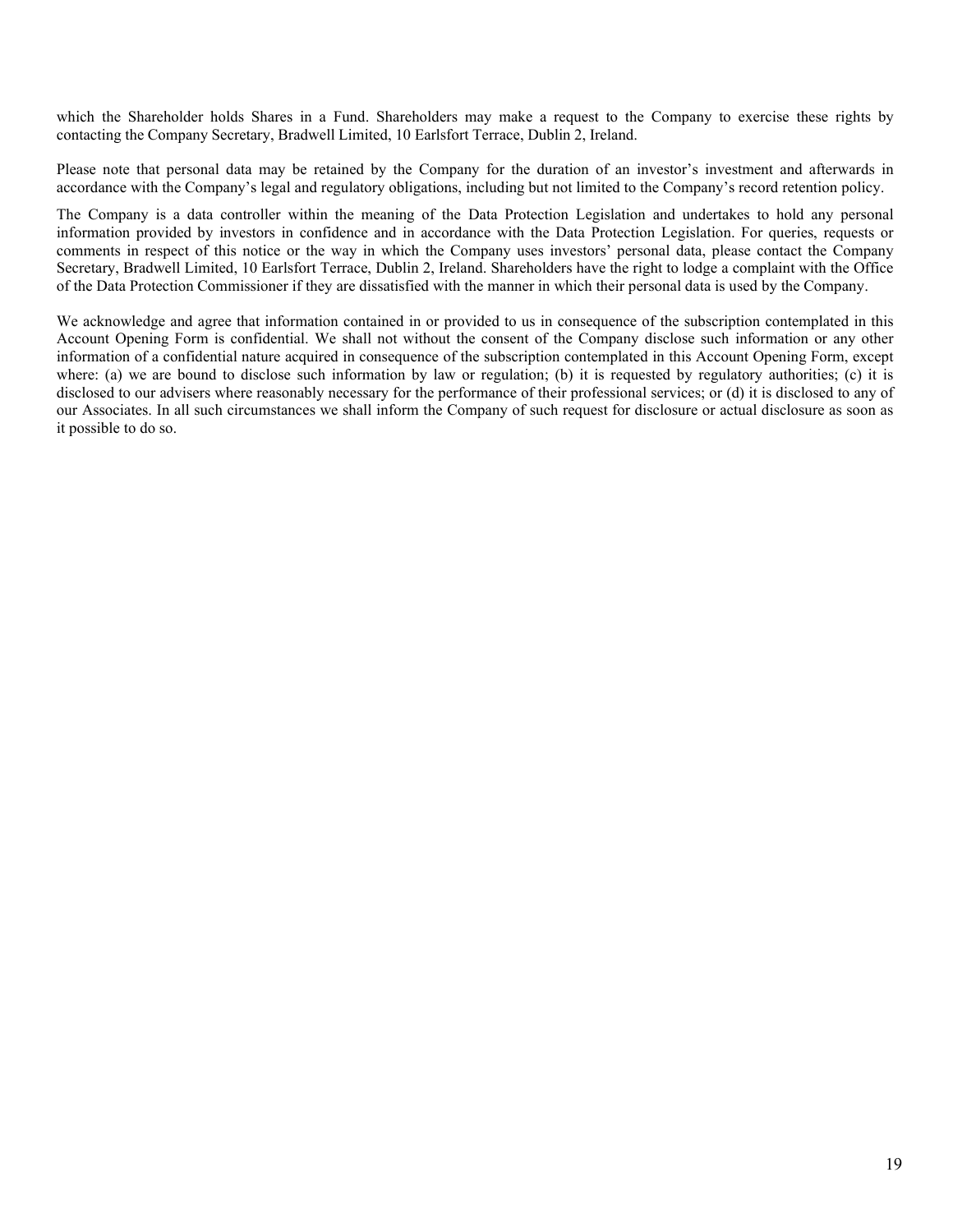which the Shareholder holds Shares in a Fund. Shareholders may make a request to the Company to exercise these rights by contacting the Company Secretary, Bradwell Limited, 10 Earlsfort Terrace, Dublin 2, Ireland.

Please note that personal data may be retained by the Company for the duration of an investor's investment and afterwards in accordance with the Company's legal and regulatory obligations, including but not limited to the Company's record retention policy.

The Company is a data controller within the meaning of the Data Protection Legislation and undertakes to hold any personal information provided by investors in confidence and in accordance with the Data Protection Legislation. For queries, requests or comments in respect of this notice or the way in which the Company uses investors' personal data, please contact the Company Secretary, Bradwell Limited, 10 Earlsfort Terrace, Dublin 2, Ireland. Shareholders have the right to lodge a complaint with the Office of the Data Protection Commissioner if they are dissatisfied with the manner in which their personal data is used by the Company.

We acknowledge and agree that information contained in or provided to us in consequence of the subscription contemplated in this Account Opening Form is confidential. We shall not without the consent of the Company disclose such information or any other information of a confidential nature acquired in consequence of the subscription contemplated in this Account Opening Form, except where: (a) we are bound to disclose such information by law or regulation; (b) it is requested by regulatory authorities; (c) it is disclosed to our advisers where reasonably necessary for the performance of their professional services; or (d) it is disclosed to any of our Associates. In all such circumstances we shall inform the Company of such request for disclosure or actual disclosure as soon as it possible to do so.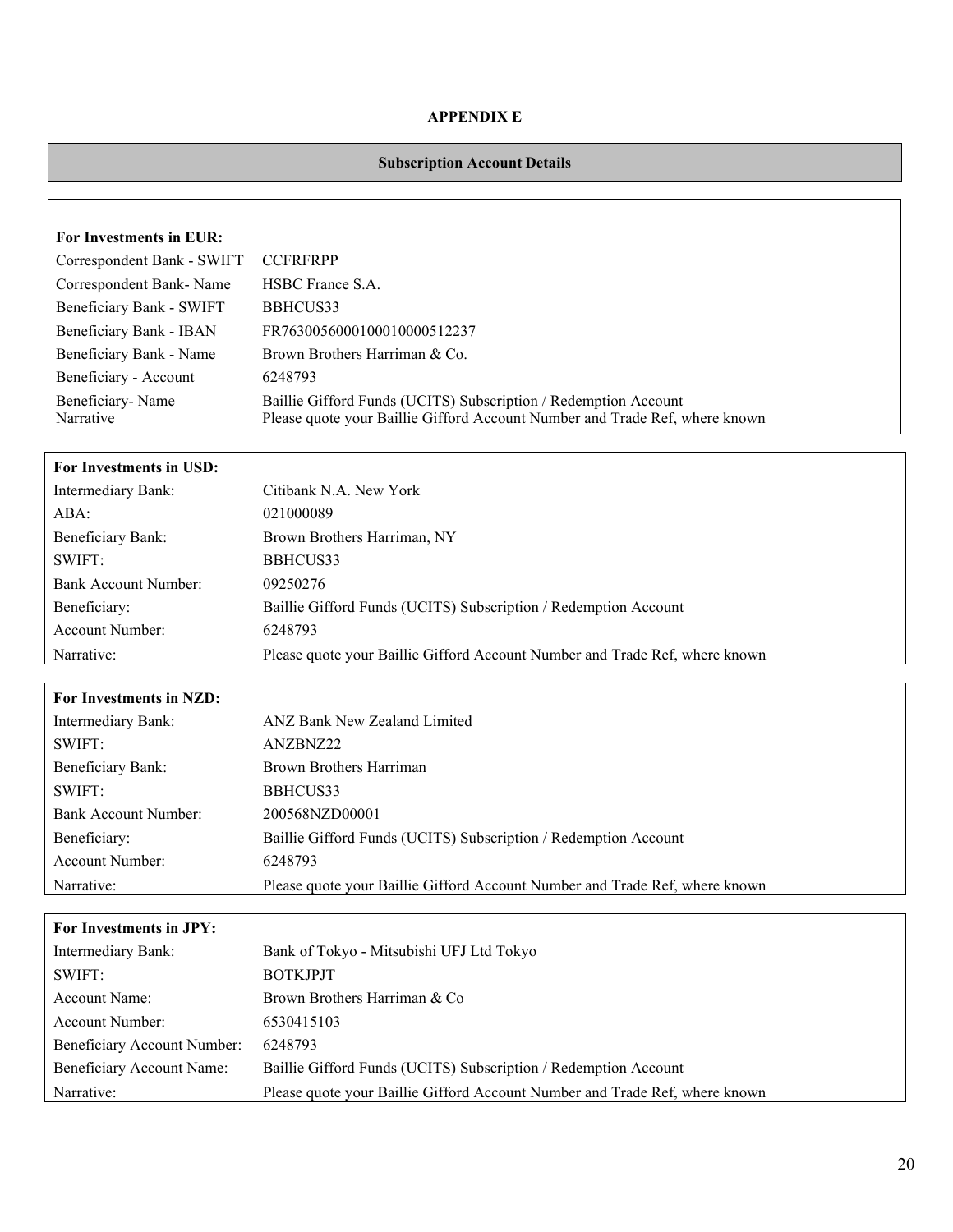**APPENDIX E**

**Subscription Account Details**

| **For Investments in EUR:** | |
|---|---|
| Correspondent Bank - SWIFT | CCFRFRPP |
| Correspondent Bank- Name | HSBC France S.A. |
| Beneficiary Bank - SWIFT | BBHCUS33 |
| Beneficiary Bank - IBAN | FR7630056000100010000512237 |
| Beneficiary Bank - Name | Brown Brothers Harriman & Co. |
| Beneficiary - Account | 6248793 |
| Beneficiary- Name | Baillie Gifford Funds (UCITS) Subscription / Redemption Account |
| Narrative | Please quote your Baillie Gifford Account Number and Trade Ref, where known |

| **For Investments in USD:** | |
|---|---|
| Intermediary Bank: | Citibank N.A. New York |
| ABA: | 021000089 |
| Beneficiary Bank: | Brown Brothers Harriman, NY |
| SWIFT: | BBHCUS33 |
| Bank Account Number: | 09250276 |
| Beneficiary: | Baillie Gifford Funds (UCITS) Subscription / Redemption Account |
| Account Number: | 6248793 |
| Narrative: | Please quote your Baillie Gifford Account Number and Trade Ref, where known |

| **For Investments in NZD:** | |
|---|---|
| Intermediary Bank: | ANZ Bank New Zealand Limited |
| SWIFT: | ANZBNZ22 |
| Beneficiary Bank: | Brown Brothers Harriman |
| SWIFT: | BBHCUS33 |
| Bank Account Number: | 200568NZD00001 |
| Beneficiary: | Baillie Gifford Funds (UCITS) Subscription / Redemption Account |
| Account Number: | 6248793 |
| Narrative: | Please quote your Baillie Gifford Account Number and Trade Ref, where known |

| **For Investments in JPY:** | |
|---|---|
| Intermediary Bank: | Bank of Tokyo - Mitsubishi UFJ Ltd Tokyo |
| SWIFT: | BOTKJPJT |
| Account Name: | Brown Brothers Harriman & Co |
| Account Number: | 6530415103 |
| Beneficiary Account Number: | 6248793 |
| Beneficiary Account Name: | Baillie Gifford Funds (UCITS) Subscription / Redemption Account |
| Narrative: | Please quote your Baillie Gifford Account Number and Trade Ref, where known |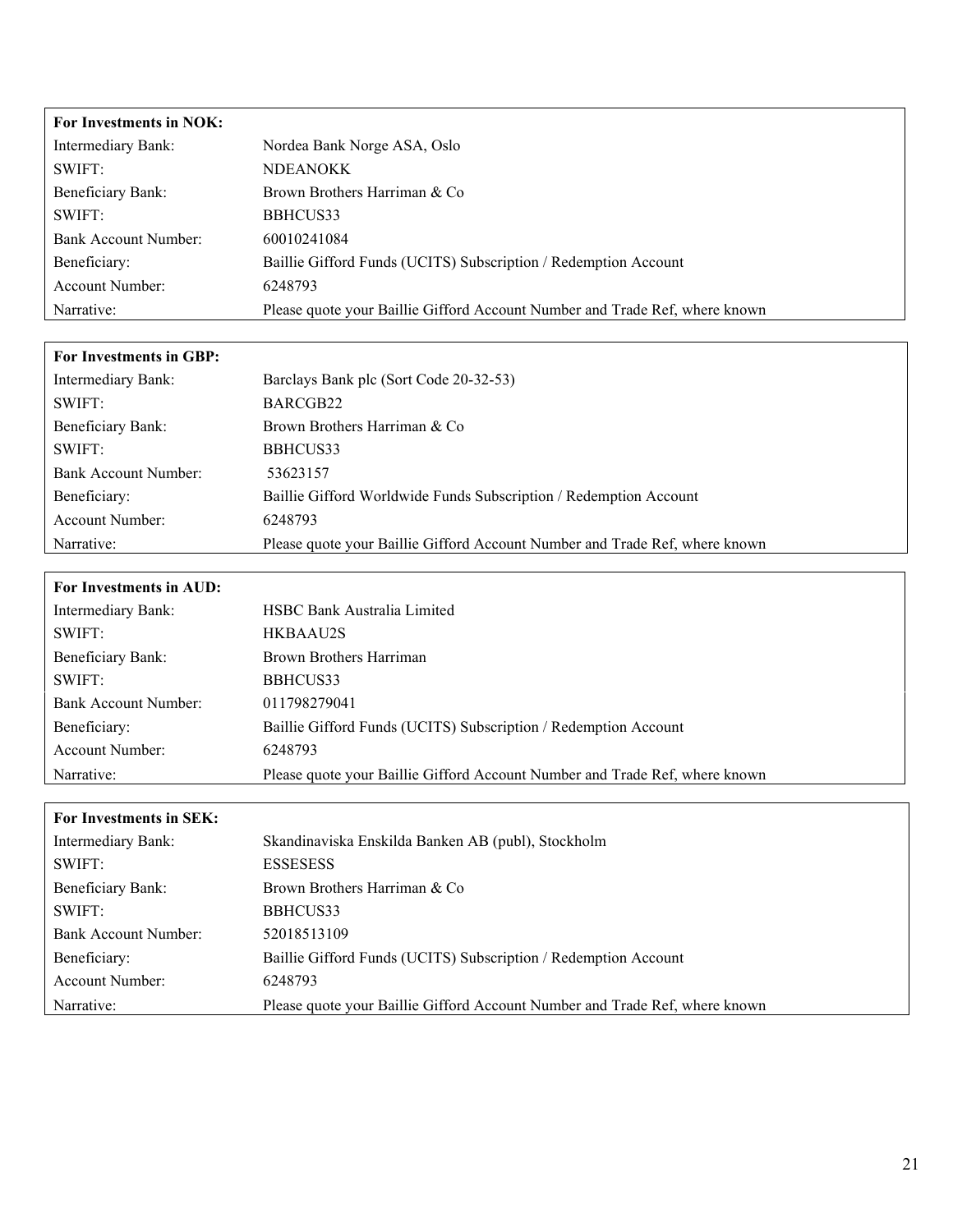| **For Investments in NOK:** | |
|---|---|
| Intermediary Bank: | Nordea Bank Norge ASA, Oslo |
| SWIFT: | NDEANOKK |
| Beneficiary Bank: | Brown Brothers Harriman & Co |
| SWIFT: | BBHCUS33 |
| Bank Account Number: | 60010241084 |
| Beneficiary: | Baillie Gifford Funds (UCITS) Subscription / Redemption Account |
| Account Number: | 6248793 |
| Narrative: | Please quote your Baillie Gifford Account Number and Trade Ref, where known |

| **For Investments in GBP:** | |
|---|---|
| Intermediary Bank: | Barclays Bank plc (Sort Code 20-32-53) |
| SWIFT: | BARCGB22 |
| Beneficiary Bank: | Brown Brothers Harriman & Co |
| SWIFT: | BBHCUS33 |
| Bank Account Number: | 53623157 |
| Beneficiary: | Baillie Gifford Worldwide Funds Subscription / Redemption Account |
| Account Number: | 6248793 |
| Narrative: | Please quote your Baillie Gifford Account Number and Trade Ref, where known |

| **For Investments in AUD:** | |
|---|---|
| Intermediary Bank: | HSBC Bank Australia Limited |
| SWIFT: | HKBAAU2S |
| Beneficiary Bank: | Brown Brothers Harriman |
| SWIFT: | BBHCUS33 |
| Bank Account Number: | 011798279041 |
| Beneficiary: | Baillie Gifford Funds (UCITS) Subscription / Redemption Account |
| Account Number: | 6248793 |
| Narrative: | Please quote your Baillie Gifford Account Number and Trade Ref, where known |

| **For Investments in SEK:** | |
|---|---|
| Intermediary Bank: | Skandinaviska Enskilda Banken AB (publ), Stockholm |
| SWIFT: | ESSESESS |
| Beneficiary Bank: | Brown Brothers Harriman & Co |
| SWIFT: | BBHCUS33 |
| Bank Account Number: | 52018513109 |
| Beneficiary: | Baillie Gifford Funds (UCITS) Subscription / Redemption Account |
| Account Number: | 6248793 |
| Narrative: | Please quote your Baillie Gifford Account Number and Trade Ref, where known |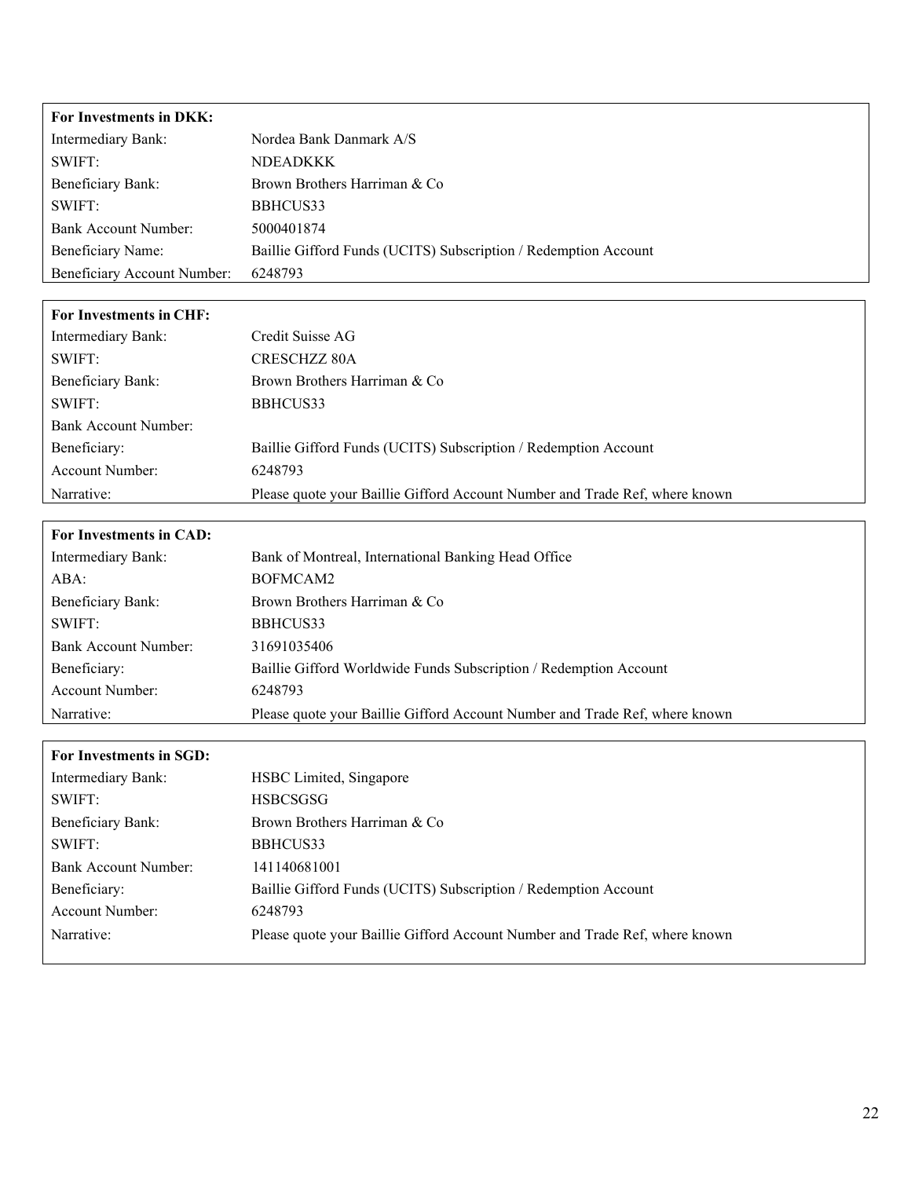| **For Investments in DKK:** | |
|---|---|
| Intermediary Bank: | Nordea Bank Danmark A/S |
| SWIFT: | NDEADKKK |
| Beneficiary Bank: | Brown Brothers Harriman & Co |
| SWIFT: | BBHCUS33 |
| Bank Account Number: | 5000401874 |
| Beneficiary Name: | Baillie Gifford Funds (UCITS) Subscription / Redemption Account |
| Beneficiary Account Number: | 6248793 |

| **For Investments in CHF:** | |
|---|---|
| Intermediary Bank: | Credit Suisse AG |
| SWIFT: | CRESCHZZ 80A |
| Beneficiary Bank: | Brown Brothers Harriman & Co |
| SWIFT: | BBHCUS33 |
| Bank Account Number: | |
| Beneficiary: | Baillie Gifford Funds (UCITS) Subscription / Redemption Account |
| Account Number: | 6248793 |
| Narrative: | Please quote your Baillie Gifford Account Number and Trade Ref, where known |

| **For Investments in CAD:** | |
|---|---|
| Intermediary Bank: | Bank of Montreal, International Banking Head Office |
| ABA: | BOFMCAM2 |
| Beneficiary Bank: | Brown Brothers Harriman & Co |
| SWIFT: | BBHCUS33 |
| Bank Account Number: | 31691035406 |
| Beneficiary: | Baillie Gifford Worldwide Funds Subscription / Redemption Account |
| Account Number: | 6248793 |
| Narrative: | Please quote your Baillie Gifford Account Number and Trade Ref, where known |

| **For Investments in SGD:** | |
|---|---|
| Intermediary Bank: | HSBC Limited, Singapore |
| SWIFT: | HSBCSGSG |
| Beneficiary Bank: | Brown Brothers Harriman & Co |
| SWIFT: | BBHCUS33 |
| Bank Account Number: | 141140681001 |
| Beneficiary: | Baillie Gifford Funds (UCITS) Subscription / Redemption Account |
| Account Number: | 6248793 |
| Narrative: | Please quote your Baillie Gifford Account Number and Trade Ref, where known |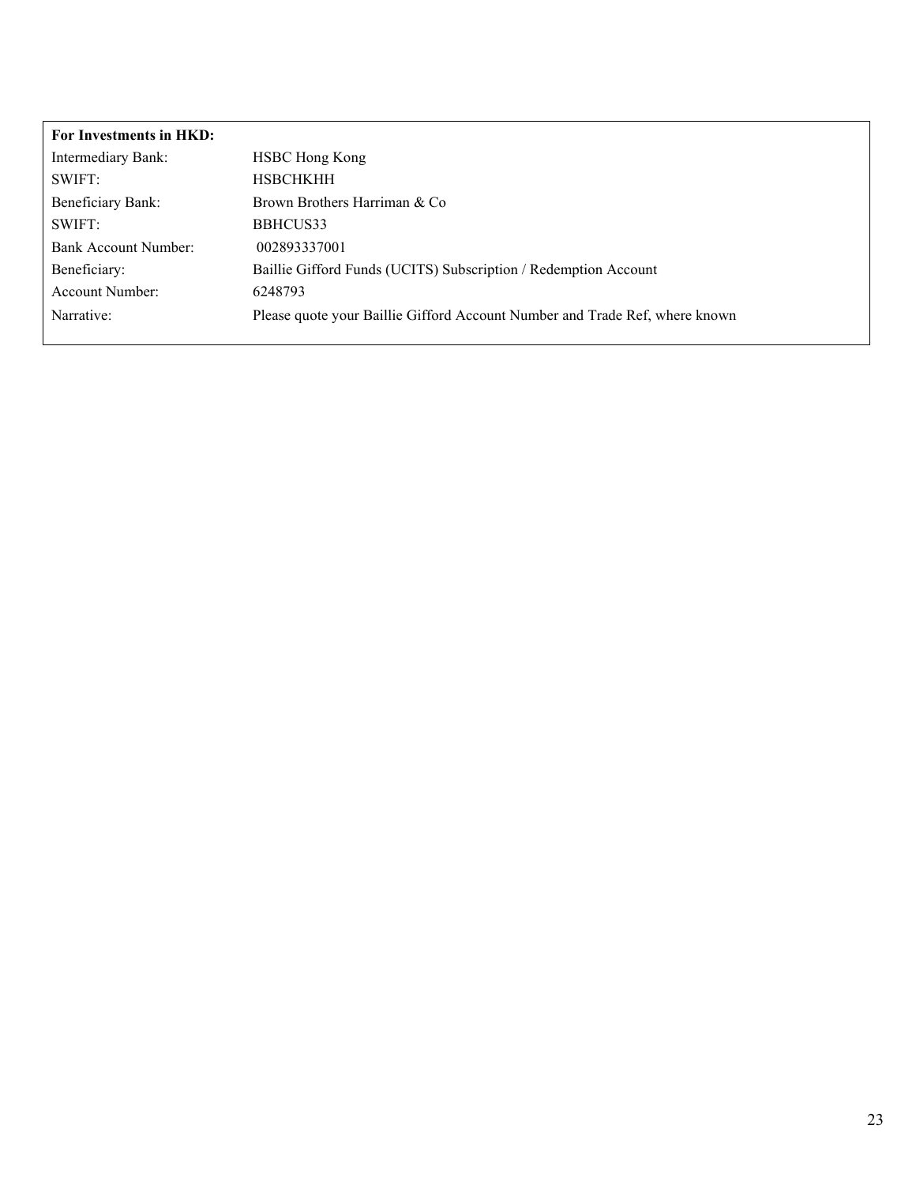**For Investments in HKD:**

| | |
|---|---|
| Intermediary Bank: | HSBC Hong Kong |
| SWIFT: | HSBCHKHH |
| Beneficiary Bank: | Brown Brothers Harriman & Co |
| SWIFT: | BBHCUS33 |
| Bank Account Number: | 002893337001 |
| Beneficiary: | Baillie Gifford Funds (UCITS) Subscription / Redemption Account |
| Account Number: | 6248793 |
| Narrative: | Please quote your Baillie Gifford Account Number and Trade Ref, where known |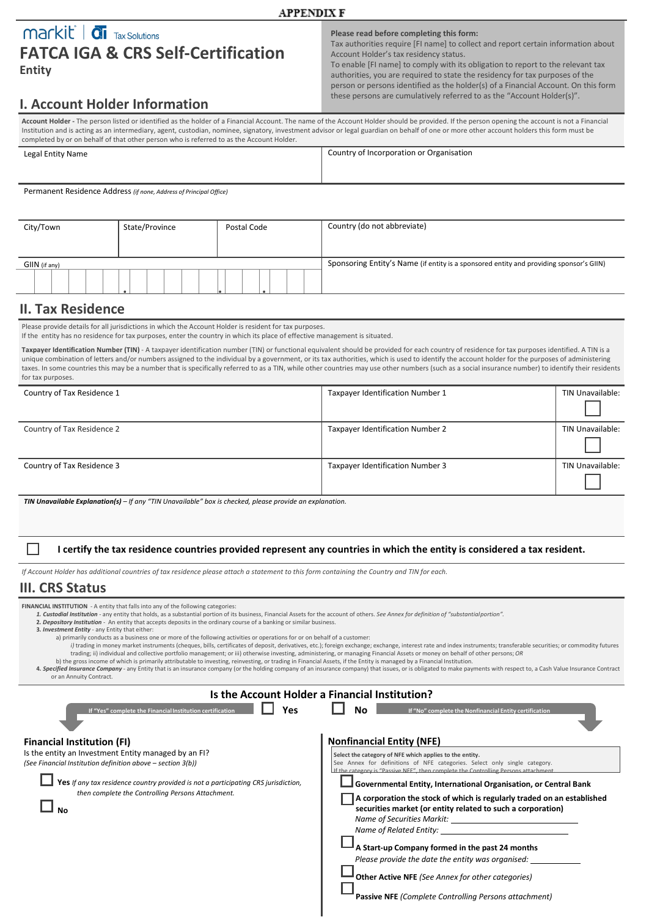**APPENDIX F**

markit | Tax Solutions

# FATCA IGA & CRS Self-Certification

**Entity**

**Please read before completing this form:**
Tax authorities require [FI name] to collect and report certain information about Account Holder's tax residency status.
To enable [FI name] to comply with its obligation to report to the relevant tax authorities, you are required to state the residency for tax purposes of the person or persons identified as the holder(s) of a Financial Account. On this form these persons are cumulatively referred to as the "Account Holder(s)".

## I. Account Holder Information

**Account Holder -** The person listed or identified as the holder of a Financial Account. The name of the Account Holder should be provided. If the person opening the account is not a Financial Institution and is acting as an intermediary, agent, custodian, nominee, signatory, investment advisor or legal guardian on behalf of one or more other account holders this form must be completed by or on behalf of that other person who is referred to as the Account Holder.

| Legal Entity Name | | | Country of Incorporation or Organisation |
|---|---|---|---|
| | | | |

Permanent Residence Address *(if none, Address of Principal Office)*

| City/Town | State/Province | Postal Code | Country (do not abbreviate) |
|---|---|---|---|
| | | | |

| GIIN (if any) | Sponsoring Entity's Name (if entity is a sponsored entity and providing sponsor's GIIN) |
|---|---|
| ______.______.______.______ | |

## II. Tax Residence

Please provide details for all jurisdictions in which the Account Holder is resident for tax purposes.
If the entity has no residence for tax purposes, enter the country in which its place of effective management is situated.

**Taxpayer Identification Number (TIN)** - A taxpayer identification number (TIN) or functional equivalent should be provided for each country of residence for tax purposes identified. A TIN is a unique combination of letters and/or numbers assigned to the individual by a government, or its tax authorities, which is used to identify the account holder for the purposes of administering taxes. In some countries this may be a number that is specifically referred to as a TIN, while other countries may use other numbers (such as a social insurance number) to identify their residents for tax purposes.

| Country of Tax Residence | Taxpayer Identification Number | TIN Unavailable: |
|---|---|---|
| Country of Tax Residence 1 | Taxpayer Identification Number 1 | ☐ |
| Country of Tax Residence 2 | Taxpayer Identification Number 2 | ☐ |
| Country of Tax Residence 3 | Taxpayer Identification Number 3 | ☐ |

***TIN Unavailable Explanation(s)*** *– If any "TIN Unavailable" box is checked, please provide an explanation.*

☐ **I certify the tax residence countries provided represent any countries in which the entity is considered a tax resident.**

*If Account Holder has additional countries of tax residence please attach a statement to this form containing the Country and TIN for each.*

## III. CRS Status

**FINANCIAL INSTITUTION** - A entity that falls into any of the following categories:

1. ***Custodial Institution*** - any entity that holds, as a substantial portion of its business, Financial Assets for the account of others. *See Annex for definition of "substantialportion".*
2. ***Depository Institution*** - An entity that accepts deposits in the ordinary course of a banking or similar business.
3. ***Investment Entity*** - any Entity that either:
   a) primarily conducts as a business one or more of the following activities or operations for or on behalf of a customer:
      *i)* trading in money market instruments (cheques, bills, certificates of deposit, derivatives, etc.); foreign exchange; exchange, interest rate and index instruments; transferable securities; or commodity futures trading; ii) individual and collective portfolio management; or iii) otherwise investing, administering, or managing Financial Assets or money on behalf of other persons; *OR*
   b) the gross income of which is primarily attributable to investing, reinvesting, or trading in Financial Assets, if the Entity is managed by a Financial Institution.
4. ***Specified Insurance Company*** - any Entity that is an insurance company (or the holding company of an insurance company) that issues, or is obligated to make payments with respect to, a Cash Value Insurance Contract or an Annuity Contract.

### Is the Account Holder a Financial Institution?

If "Yes" complete the Financial Institution certification ☐ **Yes** ☐ **No** If "No" complete the Nonfinancial Entity certification

**Financial Institution (FI)**

Is the entity an Investment Entity managed by an FI?
*(See Financial Institution definition above – section 3(b))*

☐ **Yes** *If any tax residence country provided is not a participating CRS jurisdiction, then complete the Controlling Persons Attachment.*

☐ **No**

**Nonfinancial Entity (NFE)**

**Select the category of NFE which applies to the entity.**
See Annex for definitions of NFE categories. Select only single category.
If the category is "Passive NFE", then complete the Controlling Persons attachment.

☐ **Governmental Entity, International Organisation, or Central Bank**

☐ **A corporation the stock of which is regularly traded on an established securities market (or entity related to such a corporation)**
*Name of Securities Markit:* ____________________
*Name of Related Entity:* ____________________

☐ **A Start-up Company formed in the past 24 months**
*Please provide the date the entity was organised:* __________

☐ **Other Active NFE** *(See Annex for other categories)*

☐ **Passive NFE** *(Complete Controlling Persons attachment)*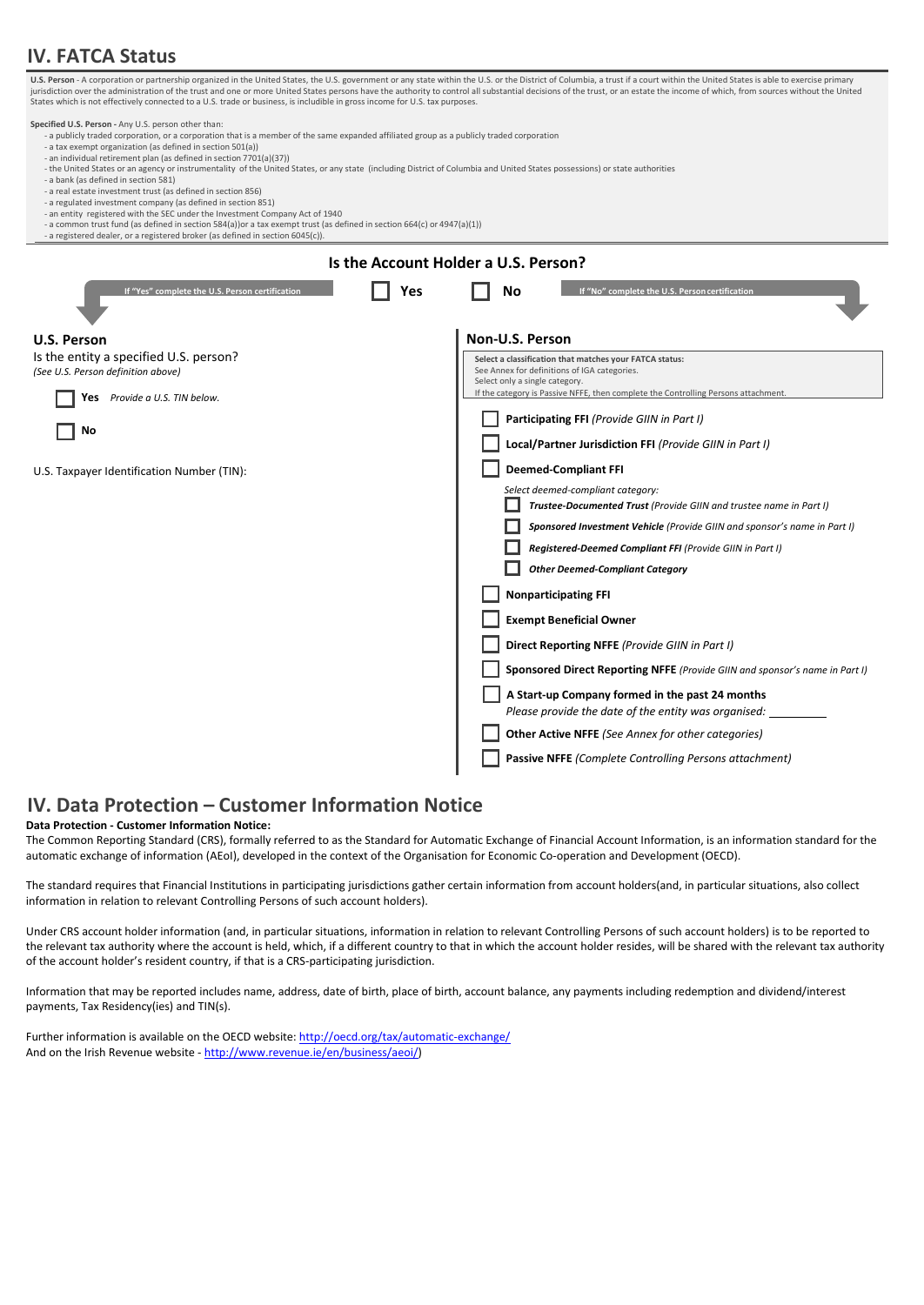## IV. FATCA Status

**U.S. Person** - A corporation or partnership organized in the United States, the U.S. government or any state within the U.S. or the District of Columbia, a trust if a court within the United States is able to exercise primary jurisdiction over the administration of the trust and one or more United States persons have the authority to control all substantial decisions of the trust, or an estate the income of which, from sources without the United States which is not effectively connected to a U.S. trade or business, is includible in gross income for U.S. tax purposes.

**Specified U.S. Person** - Any U.S. person other than:

- a publicly traded corporation, or a corporation that is a member of the same expanded affiliated group as a publicly traded corporation
- a tax exempt organization (as defined in section 501(a))
- an individual retirement plan (as defined in section 7701(a)(37))
- the United States or an agency or instrumentality of the United States, or any state (including District of Columbia and United States possessions) or state authorities
- a bank (as defined in section 581)
- a real estate investment trust (as defined in section 856)
- a regulated investment company (as defined in section 851)
- an entity registered with the SEC under the Investment Company Act of 1940
- a common trust fund (as defined in section 584(a))or a tax exempt trust (as defined in section 664(c) or 4947(a)(1))
- a registered dealer, or a registered broker (as defined in section 6045(c)).

### Is the Account Holder a U.S. Person?

If "Yes" complete the U.S. Person certification ☐ **Yes** ☐ **No** If "No" complete the U.S. Person certification

### U.S. Person

Is the entity a specified U.S. person?
*(See U.S. Person definition above)*

☐ **Yes** *Provide a U.S. TIN below.*

☐ **No**

U.S. Taxpayer Identification Number (TIN):

### Non-U.S. Person

Select a classification that matches your FATCA status:
See Annex for definitions of IGA categories.
Select only a single category.
If the category is Passive NFFE, then complete the Controlling Persons attachment.

☐ **Participating FFI** *(Provide GIIN in Part I)*

☐ **Local/Partner Jurisdiction FFI** *(Provide GIIN in Part I)*

☐ **Deemed-Compliant FFI**

*Select deemed-compliant category:*

- ☐ ***Trustee-Documented Trust*** *(Provide GIIN and trustee name in Part I)*
- ☐ ***Sponsored Investment Vehicle*** *(Provide GIIN and sponsor's name in Part I)*
- ☐ ***Registered-Deemed Compliant FFI*** *(Provide GIIN in Part I)*
- ☐ ***Other Deemed-Compliant Category***

☐ **Nonparticipating FFI**

☐ **Exempt Beneficial Owner**

☐ **Direct Reporting NFFE** *(Provide GIIN in Part I)*

☐ **Sponsored Direct Reporting NFFE** *(Provide GIIN and sponsor's name in Part I)*

☐ **A Start-up Company formed in the past 24 months**
*Please provide the date of the entity was organised:* ________

☐ **Other Active NFFE** *(See Annex for other categories)*

☐ **Passive NFFE** *(Complete Controlling Persons attachment)*

## IV. Data Protection – Customer Information Notice

**Data Protection - Customer Information Notice:**

The Common Reporting Standard (CRS), formally referred to as the Standard for Automatic Exchange of Financial Account Information, is an information standard for the automatic exchange of information (AEoI), developed in the context of the Organisation for Economic Co-operation and Development (OECD).

The standard requires that Financial Institutions in participating jurisdictions gather certain information from account holders(and, in particular situations, also collect information in relation to relevant Controlling Persons of such account holders).

Under CRS account holder information (and, in particular situations, information in relation to relevant Controlling Persons of such account holders) is to be reported to the relevant tax authority where the account is held, which, if a different country to that in which the account holder resides, will be shared with the relevant tax authority of the account holder's resident country, if that is a CRS-participating jurisdiction.

Information that may be reported includes name, address, date of birth, place of birth, account balance, any payments including redemption and dividend/interest payments, Tax Residency(ies) and TIN(s).

Further information is available on the OECD website: http://oecd.org/tax/automatic-exchange/
And on the Irish Revenue website - http://www.revenue.ie/en/business/aeoi/)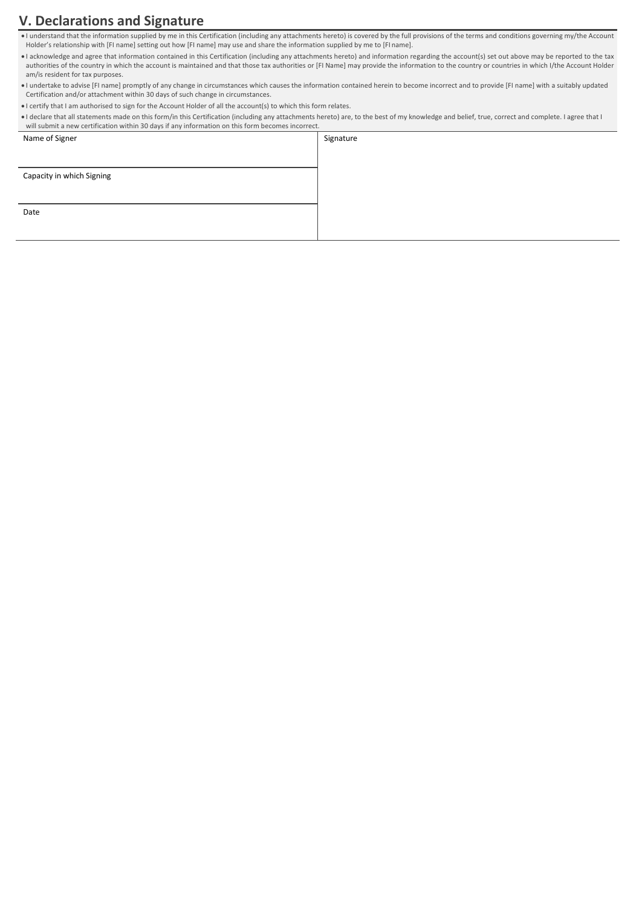## V. Declarations and Signature

- I understand that the information supplied by me in this Certification (including any attachments hereto) is covered by the full provisions of the terms and conditions governing my/the Account Holder's relationship with [FI name] setting out how [FI name] may use and share the information supplied by me to [FI name].
- I acknowledge and agree that information contained in this Certification (including any attachments hereto) and information regarding the account(s) set out above may be reported to the tax authorities of the country in which the account is maintained and that those tax authorities or [FI Name] may provide the information to the country or countries in which I/the Account Holder am/is resident for tax purposes.
- I undertake to advise [FI name] promptly of any change in circumstances which causes the information contained herein to become incorrect and to provide [FI name] with a suitably updated Certification and/or attachment within 30 days of such change in circumstances.
- I certify that I am authorised to sign for the Account Holder of all the account(s) to which this form relates.
- I declare that all statements made on this form/in this Certification (including any attachments hereto) are, to the best of my knowledge and belief, true, correct and complete. I agree that I will submit a new certification within 30 days if any information on this form becomes incorrect.

| Name of Signer | Signature |
| --- | --- |
| Capacity in which Signing | |
| Date | |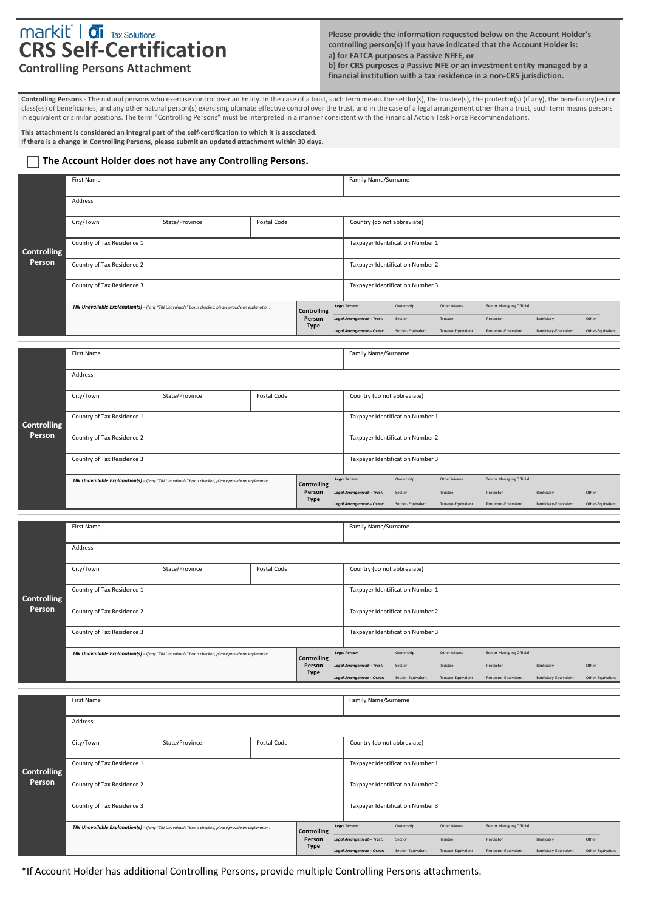markit | Tax Solutions

# CRS Self-Certification

## Controlling Persons Attachment

**Please provide the information requested below on the Account Holder's controlling person(s) if you have indicated that the Account Holder is:**
**a) for FATCA purposes a Passive NFFE, or**
**b) for CRS purposes a Passive NFE or an investment entity managed by a financial institution with a tax residence in a non-CRS jurisdiction.**

**Controlling Persons -** The natural persons who exercise control over an Entity. In the case of a trust, such term means the settlor(s), the trustee(s), the protector(s) (if any), the beneficiary(ies) or class(es) of beneficiaries, and any other natural person(s) exercising ultimate effective control over the trust, and in the case of a legal arrangement other than a trust, such term means persons in equivalent or similar positions. The term "Controlling Persons" must be interpreted in a manner consistent with the Financial Action Task Force Recommendations.

**This attachment is considered an integral part of the self-certification to which it is associated.**
**If there is a change in Controlling Persons, please submit an updated attachment within 30 days.**

☐ **The Account Holder does not have any Controlling Persons.**

| **Controlling Person** | | | | |
|---|---|---|---|---|
| First Name | | | Family Name/Surname | |
| Address | | | | |
| City/Town | State/Province | Postal Code | Country (do not abbreviate) | |
| Country of Tax Residence 1 | | | Taxpayer Identification Number 1 | |
| Country of Tax Residence 2 | | | Taxpayer Identification Number 2 | |
| Country of Tax Residence 3 | | | Taxpayer Identification Number 3 | |
| ***TIN Unavailable Explanation(s)*** – *If any "TIN Unavailable" box is checked, please provide an explanation.* | | | **Controlling Person Type** | *Legal Person:* Ownership / Other Means / Senior Managing Official<br>*Legal Arrangement – Trust:* Settlor / Trustee / Protector / Benficiary / Other<br>*Legal Arrangement – Other:* Settlor-Equivalent / Trustee-Equivalent / Protector-Equivalent / Benficiary-Equivalent / Other-Equivalent |

| **Controlling Person** | | | | |
|---|---|---|---|---|
| First Name | | | Family Name/Surname | |
| Address | | | | |
| City/Town | State/Province | Postal Code | Country (do not abbreviate) | |
| Country of Tax Residence 1 | | | Taxpayer Identification Number 1 | |
| Country of Tax Residence 2 | | | Taxpayer Identification Number 2 | |
| Country of Tax Residence 3 | | | Taxpayer Identification Number 3 | |
| ***TIN Unavailable Explanation(s)*** – *If any "TIN Unavailable" box is checked, please provide an explanation.* | | | **Controlling Person Type** | *Legal Person:* Ownership / Other Means / Senior Managing Official<br>*Legal Arrangement – Trust:* Settlor / Trustee / Protector / Benficiary / Other<br>*Legal Arrangement – Other:* Settlor-Equivalent / Trustee-Equivalent / Protector-Equivalent / Benficiary-Equivalent / Other-Equivalent |

| **Controlling Person** | | | | |
|---|---|---|---|---|
| First Name | | | Family Name/Surname | |
| Address | | | | |
| City/Town | State/Province | Postal Code | Country (do not abbreviate) | |
| Country of Tax Residence 1 | | | Taxpayer Identification Number 1 | |
| Country of Tax Residence 2 | | | Taxpayer Identification Number 2 | |
| Country of Tax Residence 3 | | | Taxpayer Identification Number 3 | |
| ***TIN Unavailable Explanation(s)*** – *If any "TIN Unavailable" box is checked, please provide an explanation.* | | | **Controlling Person Type** | *Legal Person:* Ownership / Other Means / Senior Managing Official<br>*Legal Arrangement – Trust:* Settlor / Trustee / Protector / Benficiary / Other<br>*Legal Arrangement – Other:* Settlor-Equivalent / Trustee-Equivalent / Protector-Equivalent / Benficiary-Equivalent / Other-Equivalent |

| **Controlling Person** | | | | |
|---|---|---|---|---|
| First Name | | | Family Name/Surname | |
| Address | | | | |
| City/Town | State/Province | Postal Code | Country (do not abbreviate) | |
| Country of Tax Residence 1 | | | Taxpayer Identification Number 1 | |
| Country of Tax Residence 2 | | | Taxpayer Identification Number 2 | |
| Country of Tax Residence 3 | | | Taxpayer Identification Number 3 | |
| ***TIN Unavailable Explanation(s)*** – *If any "TIN Unavailable" box is checked, please provide an explanation.* | | | **Controlling Person Type** | *Legal Person:* Ownership / Other Means / Senior Managing Official<br>*Legal Arrangement – Trust:* Settlor / Trustee / Protector / Benficiary / Other<br>*Legal Arrangement – Other:* Settlor-Equivalent / Trustee-Equivalent / Protector-Equivalent / Benficiary-Equivalent / Other-Equivalent |

*If Account Holder has additional Controlling Persons, provide multiple Controlling Persons attachments.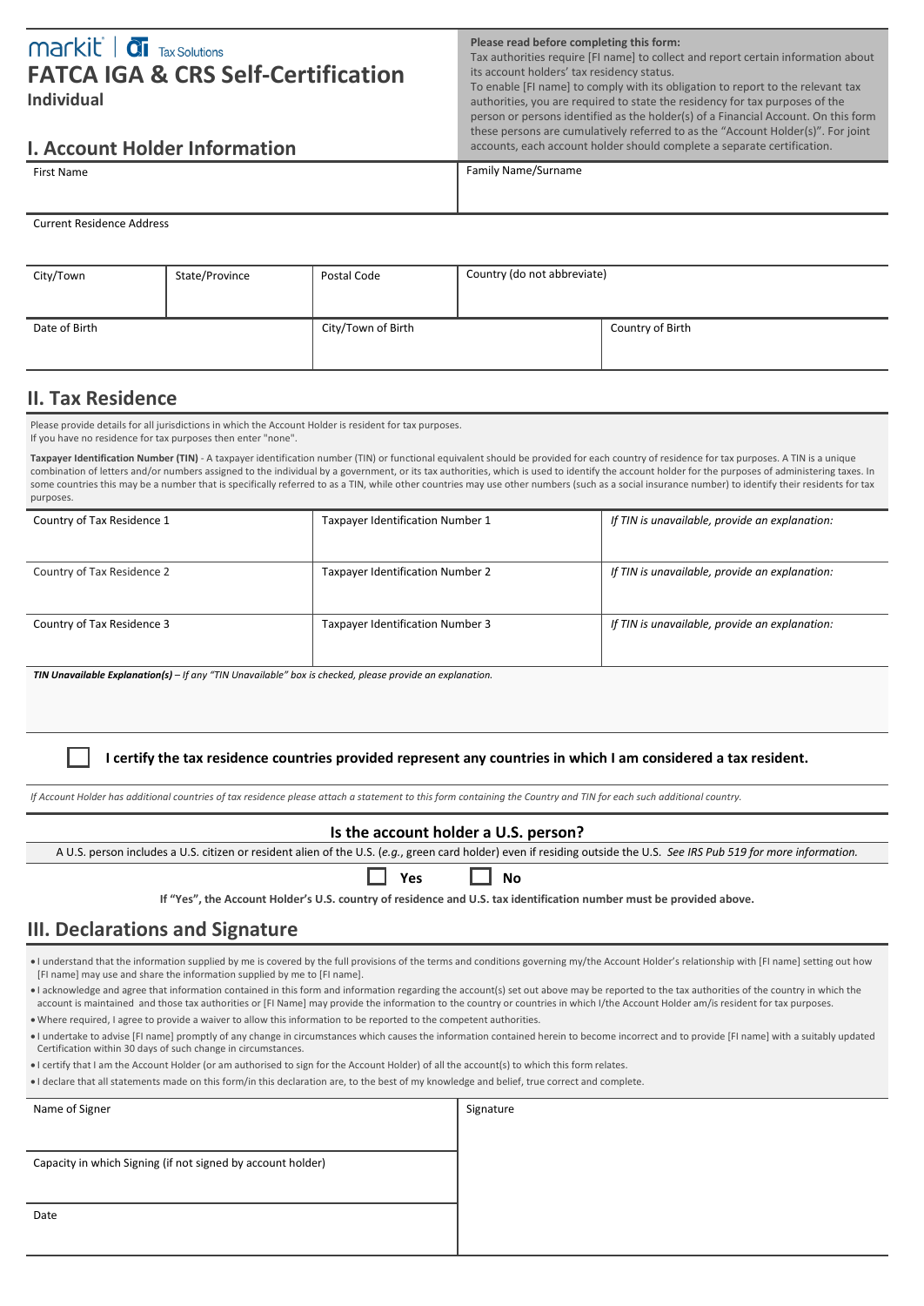markit | ai Tax Solutions

# FATCA IGA & CRS Self-Certification

**Individual**

**Please read before completing this form:**
Tax authorities require [FI name] to collect and report certain information about its account holders' tax residency status.
To enable [FI name] to comply with its obligation to report to the relevant tax authorities, you are required to state the residency for tax purposes of the person or persons identified as the holder(s) of a Financial Account. On this form these persons are cumulatively referred to as the "Account Holder(s)". For joint accounts, each account holder should complete a separate certification.

## I. Account Holder Information

| | |
|---|---|
| First Name | Family Name/Surname |

Current Residence Address

| | | | |
|---|---|---|---|
| City/Town | State/Province | Postal Code | Country (do not abbreviate) |

| | | |
|---|---|---|
| Date of Birth | City/Town of Birth | Country of Birth |

## II. Tax Residence

Please provide details for all jurisdictions in which the Account Holder is resident for tax purposes.
If you have no residence for tax purposes then enter "none".

**Taxpayer Identification Number (TIN)** - A taxpayer identification number (TIN) or functional equivalent should be provided for each country of residence for tax purposes. A TIN is a unique combination of letters and/or numbers assigned to the individual by a government, or its tax authorities, which is used to identify the account holder for the purposes of administering taxes. In some countries this may be a number that is specifically referred to as a TIN, while other countries may use other numbers (such as a social insurance number) to identify their residents for tax purposes.

| | | |
|---|---|---|
| Country of Tax Residence 1 | Taxpayer Identification Number 1 | *If TIN is unavailable, provide an explanation:* |
| Country of Tax Residence 2 | Taxpayer Identification Number 2 | *If TIN is unavailable, provide an explanation:* |
| Country of Tax Residence 3 | Taxpayer Identification Number 3 | *If TIN is unavailable, provide an explanation:* |

***TIN Unavailable Explanation(s)*** *– If any "TIN Unavailable" box is checked, please provide an explanation.*

☐ **I certify the tax residence countries provided represent any countries in which I am considered a tax resident.**

*If Account Holder has additional countries of tax residence please attach a statement to this form containing the Country and TIN for each such additional country.*

**Is the account holder a U.S. person?**

A U.S. person includes a U.S. citizen or resident alien of the U.S. (*e.g.*, green card holder) even if residing outside the U.S. *See IRS Pub 519 for more information.*

☐ **Yes** ☐ **No**

**If "Yes", the Account Holder's U.S. country of residence and U.S. tax identification number must be provided above.**

## III. Declarations and Signature

- I understand that the information supplied by me is covered by the full provisions of the terms and conditions governing my/the Account Holder's relationship with [FI name] setting out how [FI name] may use and share the information supplied by me to [FI name].
- I acknowledge and agree that information contained in this form and information regarding the account(s) set out above may be reported to the tax authorities of the country in which the account is maintained and those tax authorities or [FI Name] may provide the information to the country or countries in which I/the Account Holder am/is resident for tax purposes.
- Where required, I agree to provide a waiver to allow this information to be reported to the competent authorities.
- I undertake to advise [FI name] promptly of any change in circumstances which causes the information contained herein to become incorrect and to provide [FI name] with a suitably updated Certification within 30 days of such change in circumstances.
- I certify that I am the Account Holder (or am authorised to sign for the Account Holder) of all the account(s) to which this form relates.
- I declare that all statements made on this form/in this declaration are, to the best of my knowledge and belief, true correct and complete.

| | |
|---|---|
| Name of Signer | Signature |
| Capacity in which Signing (if not signed by account holder) | |
| Date | |